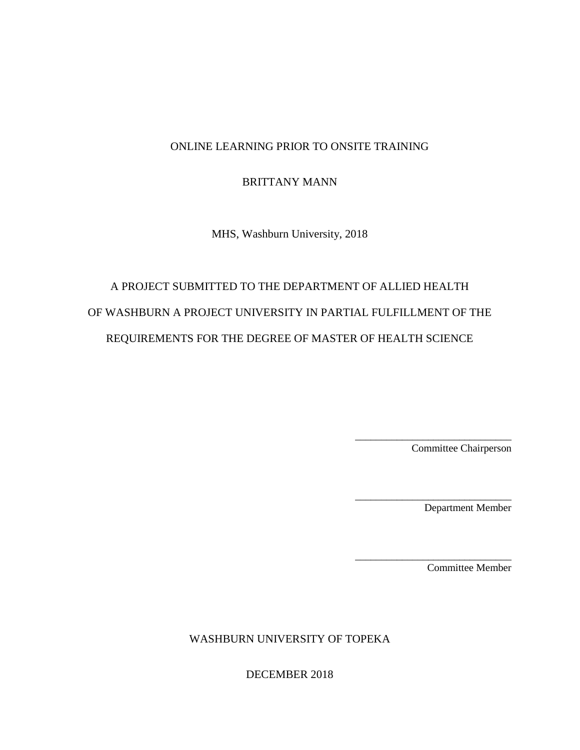ONLINE LEARNING PRIOR TO ONSITE TRAINING

BRITTANY MANN

MHS, Washburn University, 2018

A PROJECT SUBMITTED TO THE DEPARTMENT OF ALLIED HEALTH OF WASHBURN A PROJECT UNIVERSITY IN PARTIAL FULFILLMENT OF THE REQUIREMENTS FOR THE DEGREE OF MASTER OF HEALTH SCIENCE

______________________________
Committee Chairperson

______________________________
Department Member

______________________________
Committee Member

WASHBURN UNIVERSITY OF TOPEKA

DECEMBER 2018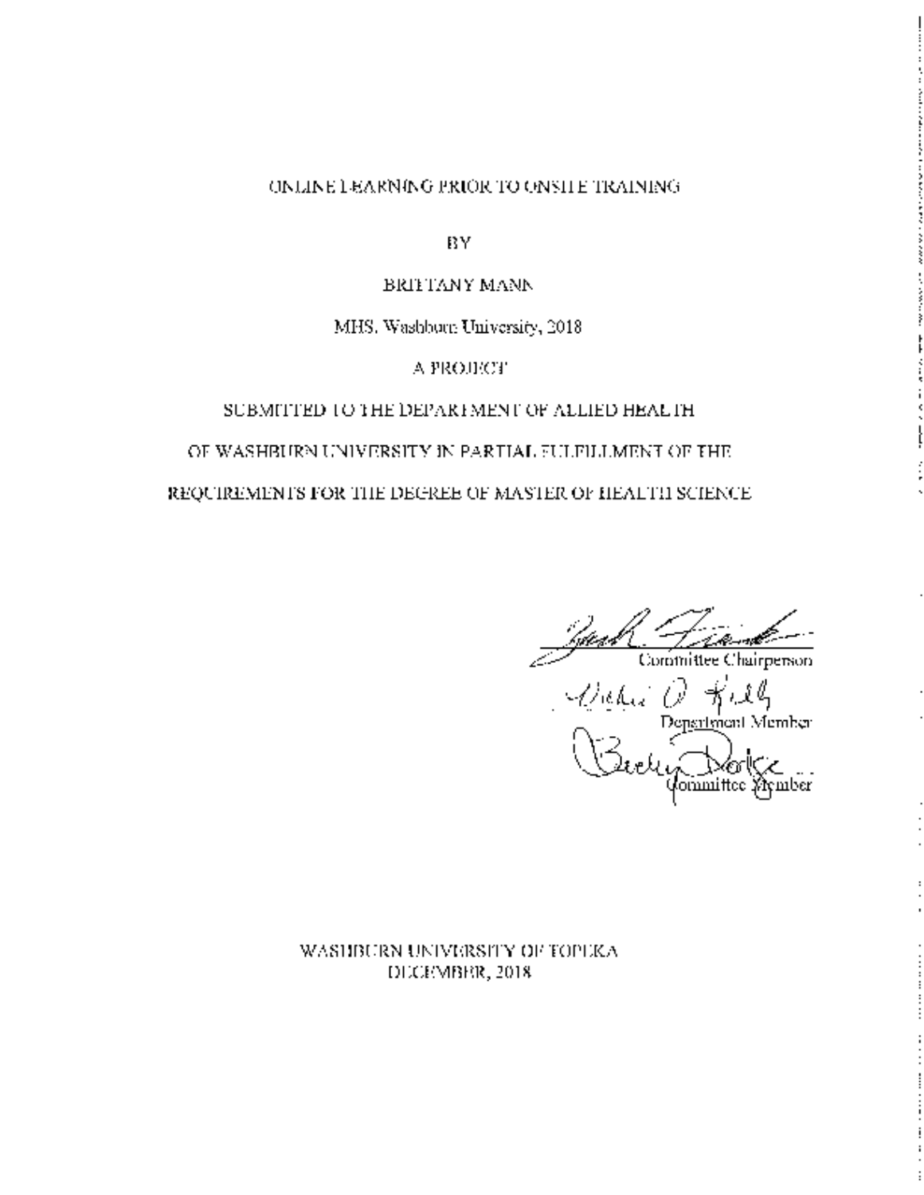ONLINE LEARNING PRIOR TO ONSITE TRAINING

BY

BRITTANY MANN

MHS, Washburn University, 2018

A PROJECT

SUBMITTED TO THE DEPARTMENT OF ALLIED HEALTH

OF WASHBURN UNIVERSITY IN PARTIAL FULFILLMENT OF THE

REQUIREMENTS FOR THE DEGREE OF MASTER OF HEALTH SCIENCE

Committee Chairperson

Department Member

Committee Member

WASHBURN UNIVERSITY OF TOPEKA

DECEMBER, 2018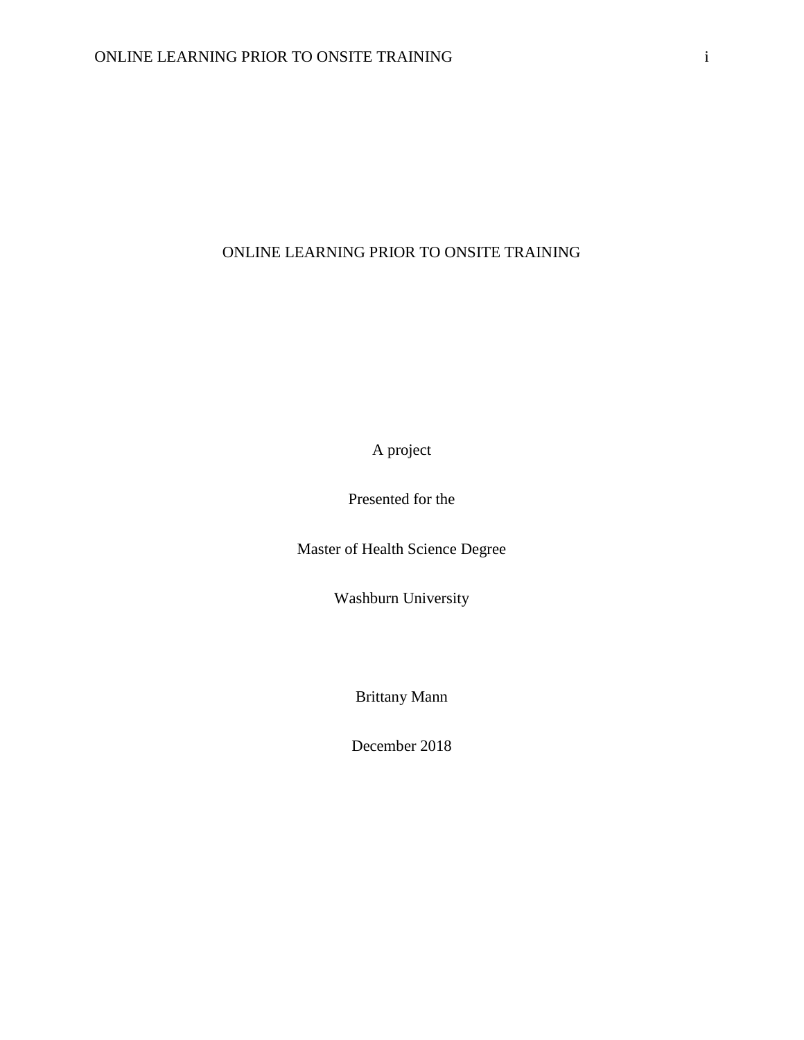# ONLINE LEARNING PRIOR TO ONSITE TRAINING

A project

Presented for the

Master of Health Science Degree

Washburn University

Brittany Mann

December 2018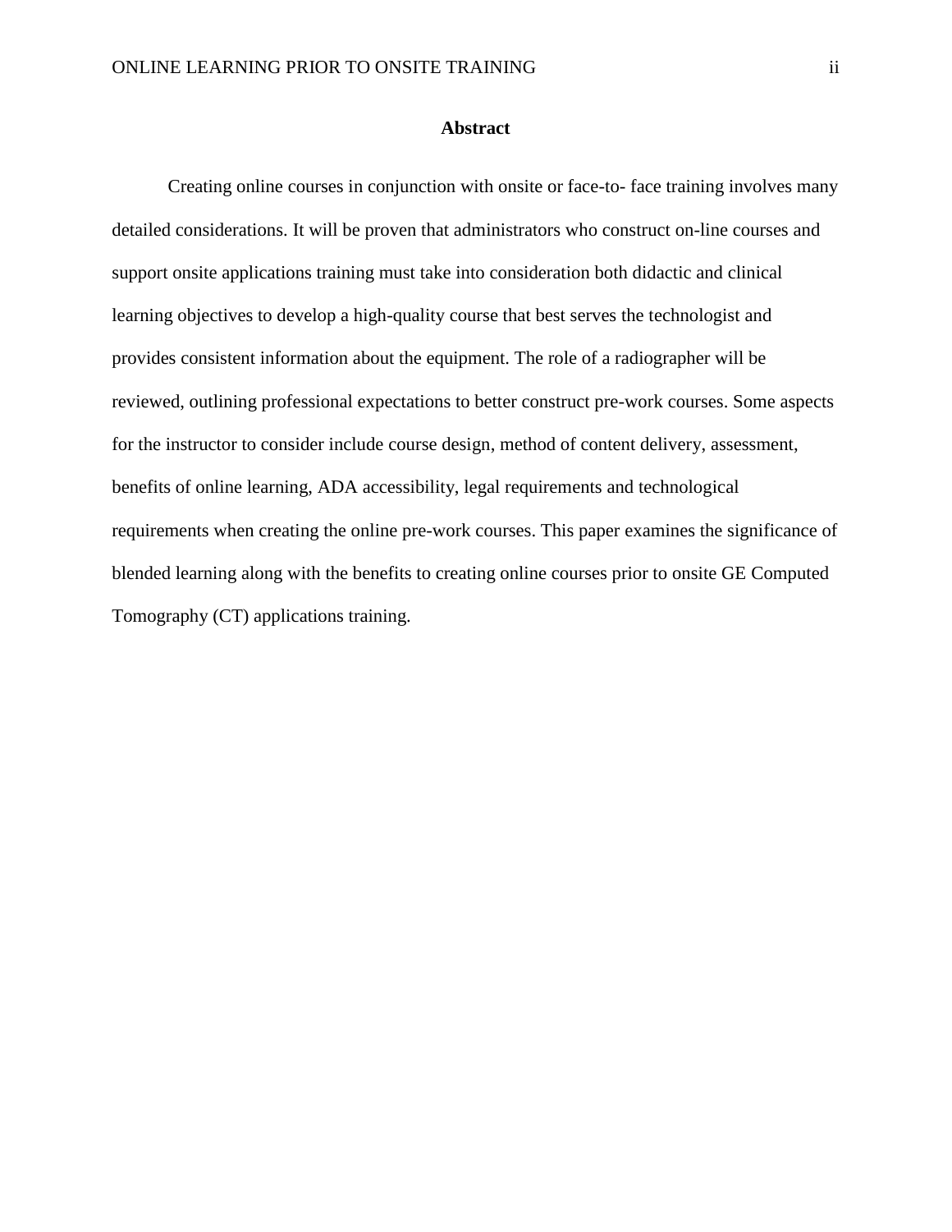## Abstract

Creating online courses in conjunction with onsite or face-to- face training involves many detailed considerations. It will be proven that administrators who construct on-line courses and support onsite applications training must take into consideration both didactic and clinical learning objectives to develop a high-quality course that best serves the technologist and provides consistent information about the equipment. The role of a radiographer will be reviewed, outlining professional expectations to better construct pre-work courses. Some aspects for the instructor to consider include course design, method of content delivery, assessment, benefits of online learning, ADA accessibility, legal requirements and technological requirements when creating the online pre-work courses. This paper examines the significance of blended learning along with the benefits to creating online courses prior to onsite GE Computed Tomography (CT) applications training.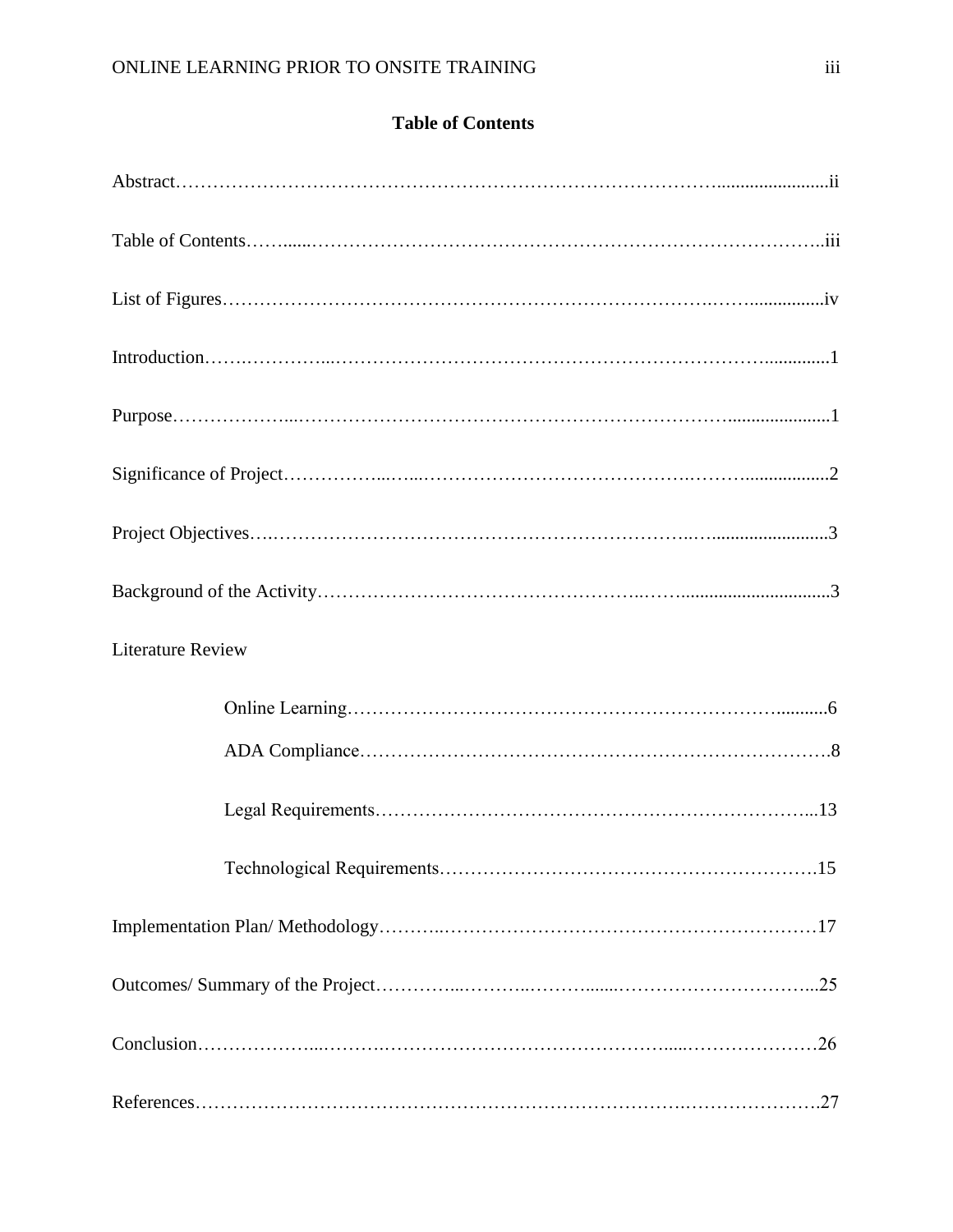**Table of Contents**

Abstract……………………………………………………………………………….......................ii

Table of Contents…......…………………………………………………………………………..iii

List of Figures…………………………………………………………………….…….................iv

Introduction…….…………...………………………………………………………….............1

Purpose………………...……………………………………………………………......................1

Significance of Project……………...…...……………………………………….………..................2

Project Objectives….……………………………………………………………..….........................3

Background of the Activity…………………………………………….……................................3

Literature Review

- Online Learning………………………………………………………………...........6
- ADA Compliance…………………………………………………………………….8
- Legal Requirements……………………………………………………………...13
- Technological Requirements…………………………………………………….15

Implementation Plan/ Methodology………..………………………………………………………17

Outcomes/ Summary of the Project…………...………..……….......…………………………...25

Conclusion………………...……….………………………………………......…………………26

References……………………………………………………………………….………………….27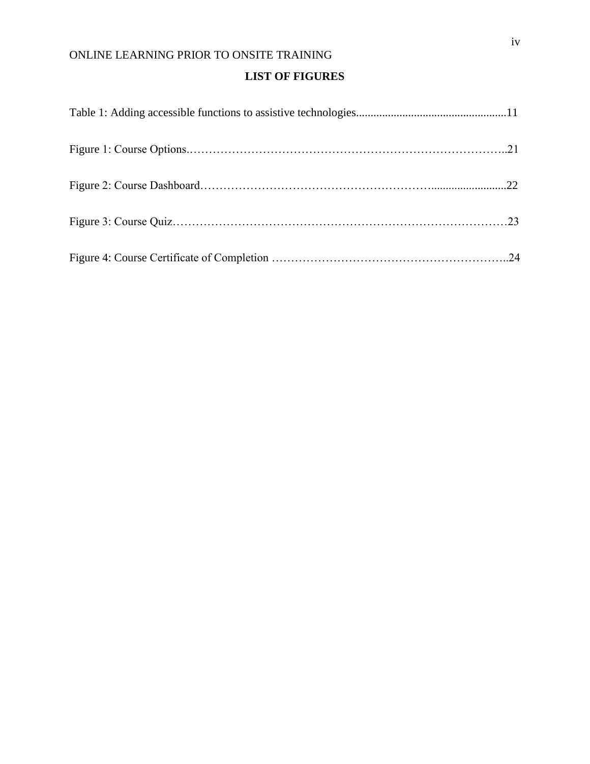## LIST OF FIGURES

Table 1: Adding accessible functions to assistive technologies....................................................11

Figure 1: Course Options.…………………………………………………………………………..21

Figure 2: Course Dashboard…………………………………………………….........................22

Figure 3: Course Quiz……………………………………………………………………………23

Figure 4: Course Certificate of Completion …………………………………………………..24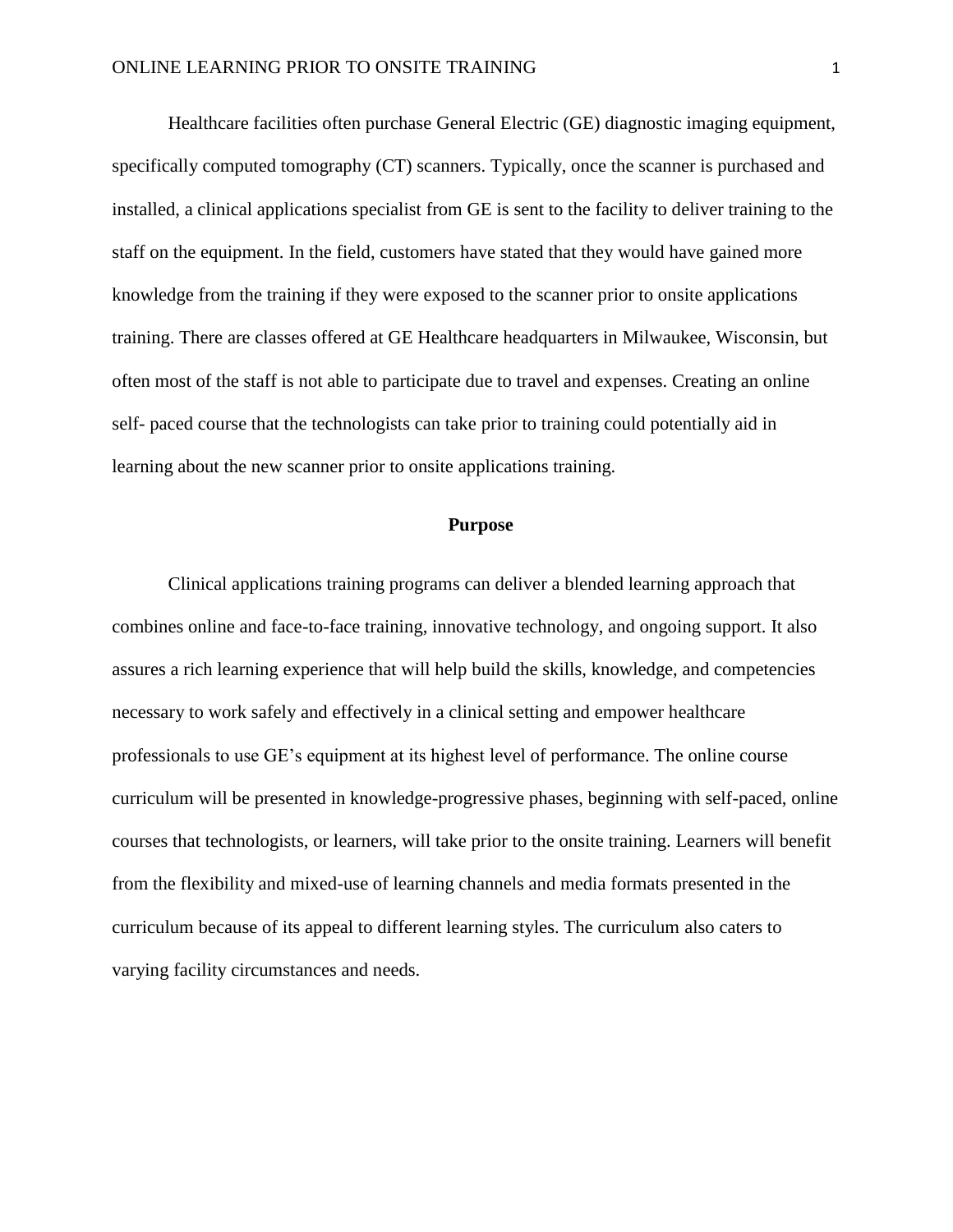Healthcare facilities often purchase General Electric (GE) diagnostic imaging equipment, specifically computed tomography (CT) scanners. Typically, once the scanner is purchased and installed, a clinical applications specialist from GE is sent to the facility to deliver training to the staff on the equipment. In the field, customers have stated that they would have gained more knowledge from the training if they were exposed to the scanner prior to onsite applications training. There are classes offered at GE Healthcare headquarters in Milwaukee, Wisconsin, but often most of the staff is not able to participate due to travel and expenses. Creating an online self- paced course that the technologists can take prior to training could potentially aid in learning about the new scanner prior to onsite applications training.

## Purpose

Clinical applications training programs can deliver a blended learning approach that combines online and face-to-face training, innovative technology, and ongoing support. It also assures a rich learning experience that will help build the skills, knowledge, and competencies necessary to work safely and effectively in a clinical setting and empower healthcare professionals to use GE's equipment at its highest level of performance. The online course curriculum will be presented in knowledge-progressive phases, beginning with self-paced, online courses that technologists, or learners, will take prior to the onsite training. Learners will benefit from the flexibility and mixed-use of learning channels and media formats presented in the curriculum because of its appeal to different learning styles. The curriculum also caters to varying facility circumstances and needs.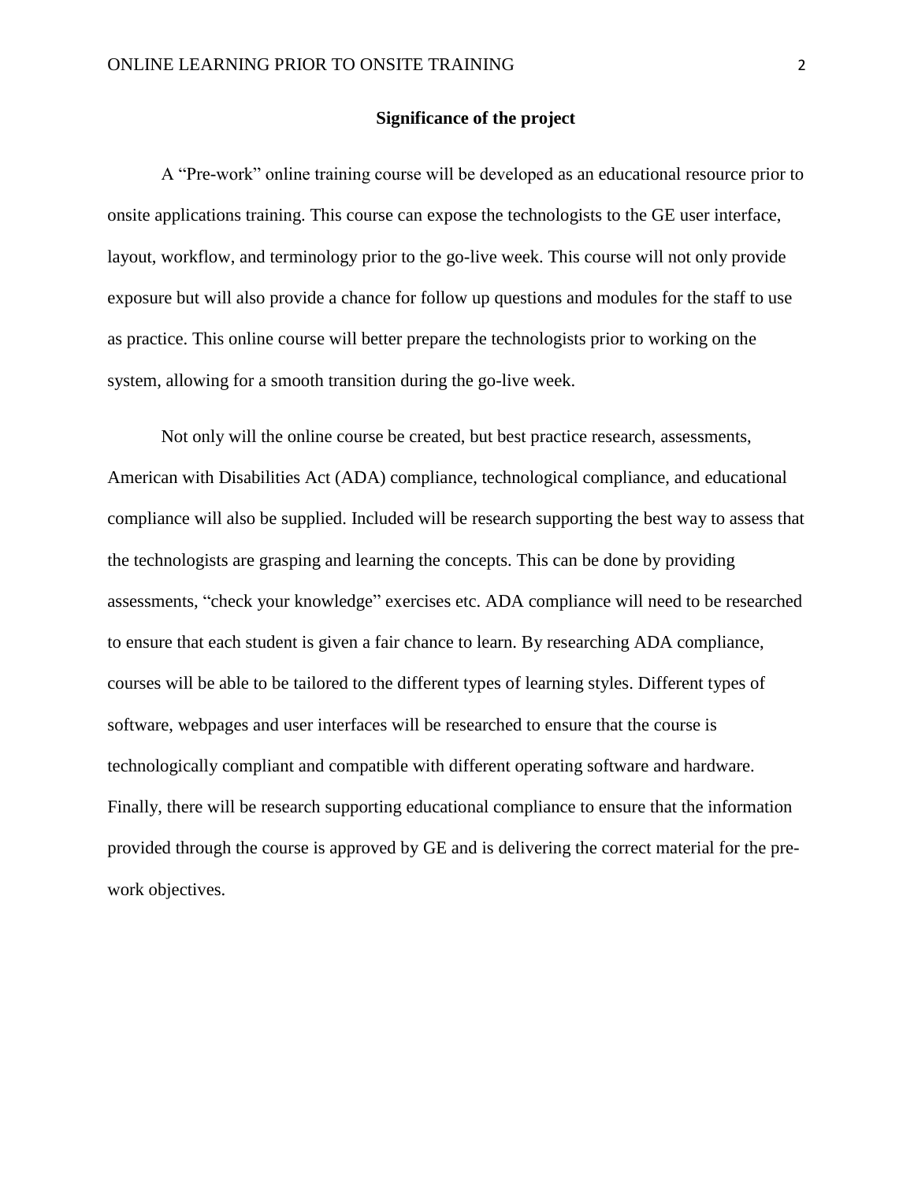## Significance of the project

A "Pre-work" online training course will be developed as an educational resource prior to onsite applications training. This course can expose the technologists to the GE user interface, layout, workflow, and terminology prior to the go-live week. This course will not only provide exposure but will also provide a chance for follow up questions and modules for the staff to use as practice. This online course will better prepare the technologists prior to working on the system, allowing for a smooth transition during the go-live week.

Not only will the online course be created, but best practice research, assessments, American with Disabilities Act (ADA) compliance, technological compliance, and educational compliance will also be supplied. Included will be research supporting the best way to assess that the technologists are grasping and learning the concepts. This can be done by providing assessments, "check your knowledge" exercises etc. ADA compliance will need to be researched to ensure that each student is given a fair chance to learn. By researching ADA compliance, courses will be able to be tailored to the different types of learning styles. Different types of software, webpages and user interfaces will be researched to ensure that the course is technologically compliant and compatible with different operating software and hardware. Finally, there will be research supporting educational compliance to ensure that the information provided through the course is approved by GE and is delivering the correct material for the pre-work objectives.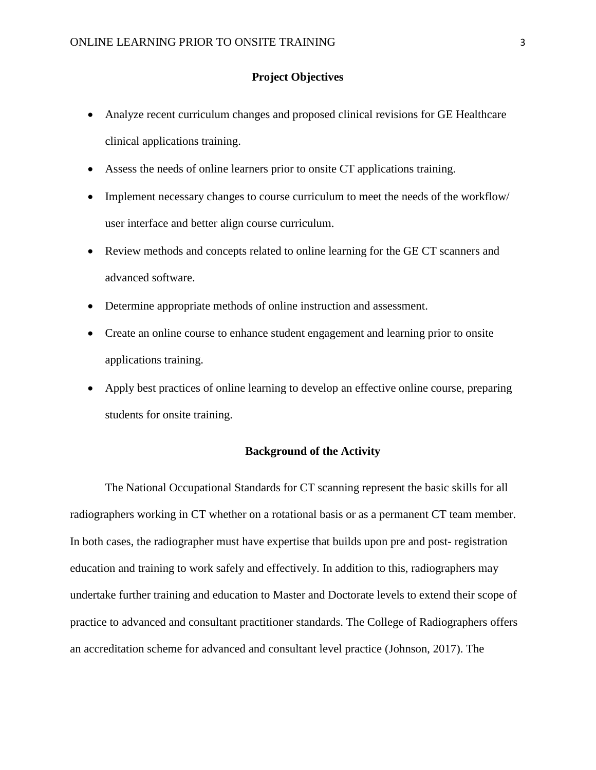## Project Objectives

- Analyze recent curriculum changes and proposed clinical revisions for GE Healthcare clinical applications training.
- Assess the needs of online learners prior to onsite CT applications training.
- Implement necessary changes to course curriculum to meet the needs of the workflow/ user interface and better align course curriculum.
- Review methods and concepts related to online learning for the GE CT scanners and advanced software.
- Determine appropriate methods of online instruction and assessment.
- Create an online course to enhance student engagement and learning prior to onsite applications training.
- Apply best practices of online learning to develop an effective online course, preparing students for onsite training.

## Background of the Activity

The National Occupational Standards for CT scanning represent the basic skills for all radiographers working in CT whether on a rotational basis or as a permanent CT team member. In both cases, the radiographer must have expertise that builds upon pre and post- registration education and training to work safely and effectively. In addition to this, radiographers may undertake further training and education to Master and Doctorate levels to extend their scope of practice to advanced and consultant practitioner standards. The College of Radiographers offers an accreditation scheme for advanced and consultant level practice (Johnson, 2017). The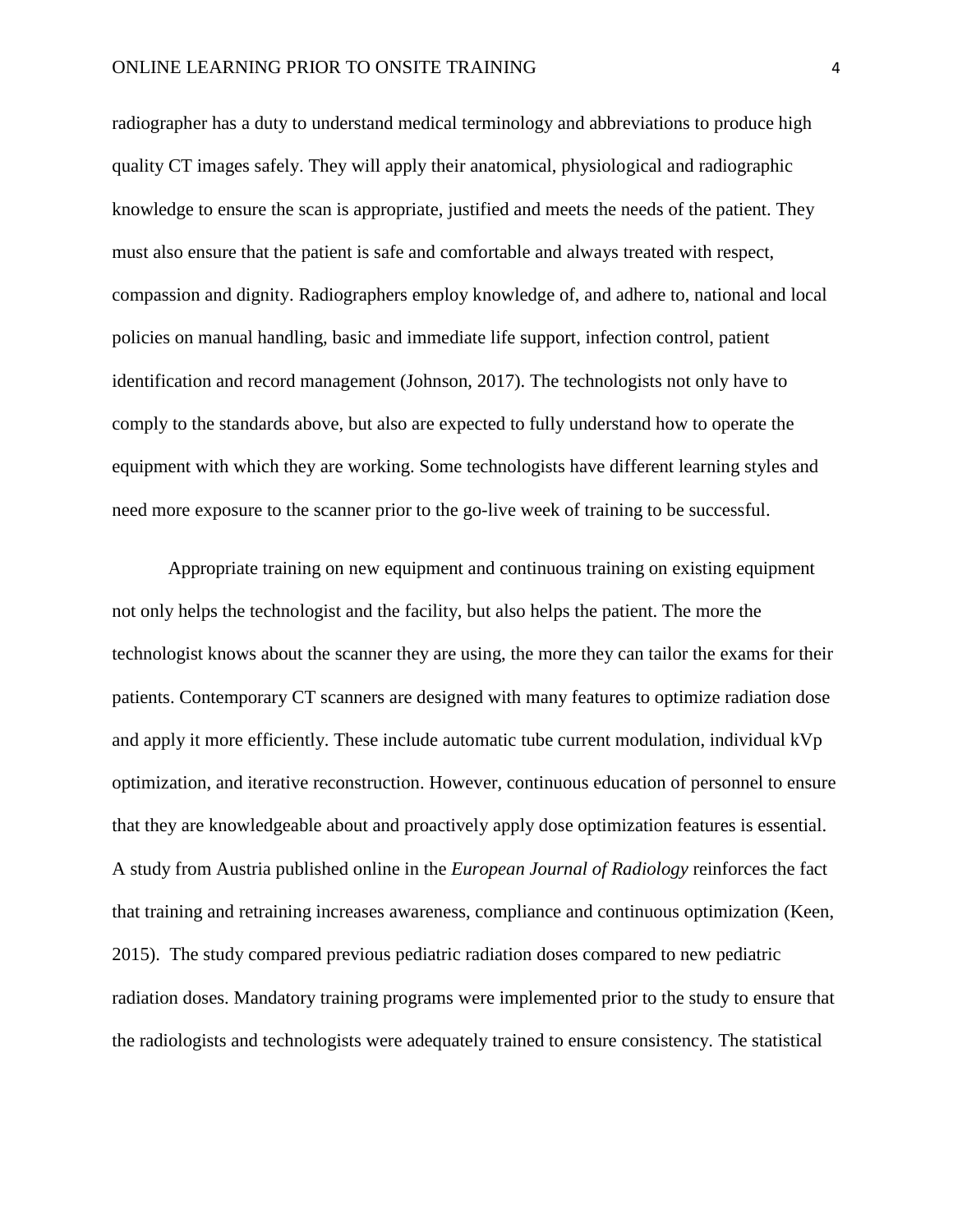radiographer has a duty to understand medical terminology and abbreviations to produce high quality CT images safely. They will apply their anatomical, physiological and radiographic knowledge to ensure the scan is appropriate, justified and meets the needs of the patient. They must also ensure that the patient is safe and comfortable and always treated with respect, compassion and dignity. Radiographers employ knowledge of, and adhere to, national and local policies on manual handling, basic and immediate life support, infection control, patient identification and record management (Johnson, 2017). The technologists not only have to comply to the standards above, but also are expected to fully understand how to operate the equipment with which they are working. Some technologists have different learning styles and need more exposure to the scanner prior to the go-live week of training to be successful.

Appropriate training on new equipment and continuous training on existing equipment not only helps the technologist and the facility, but also helps the patient. The more the technologist knows about the scanner they are using, the more they can tailor the exams for their patients. Contemporary CT scanners are designed with many features to optimize radiation dose and apply it more efficiently. These include automatic tube current modulation, individual kVp optimization, and iterative reconstruction. However, continuous education of personnel to ensure that they are knowledgeable about and proactively apply dose optimization features is essential. A study from Austria published online in the *European Journal of Radiology* reinforces the fact that training and retraining increases awareness, compliance and continuous optimization (Keen, 2015). The study compared previous pediatric radiation doses compared to new pediatric radiation doses. Mandatory training programs were implemented prior to the study to ensure that the radiologists and technologists were adequately trained to ensure consistency. The statistical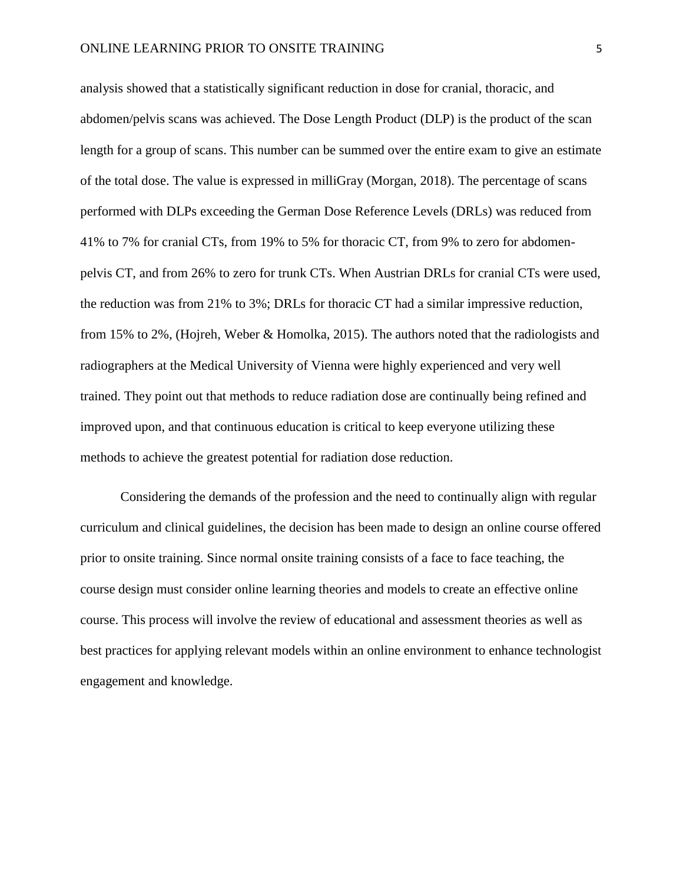analysis showed that a statistically significant reduction in dose for cranial, thoracic, and abdomen/pelvis scans was achieved. The Dose Length Product (DLP) is the product of the scan length for a group of scans. This number can be summed over the entire exam to give an estimate of the total dose. The value is expressed in milliGray (Morgan, 2018). The percentage of scans performed with DLPs exceeding the German Dose Reference Levels (DRLs) was reduced from 41% to 7% for cranial CTs, from 19% to 5% for thoracic CT, from 9% to zero for abdomen-pelvis CT, and from 26% to zero for trunk CTs. When Austrian DRLs for cranial CTs were used, the reduction was from 21% to 3%; DRLs for thoracic CT had a similar impressive reduction, from 15% to 2%, (Hojreh, Weber & Homolka, 2015). The authors noted that the radiologists and radiographers at the Medical University of Vienna were highly experienced and very well trained. They point out that methods to reduce radiation dose are continually being refined and improved upon, and that continuous education is critical to keep everyone utilizing these methods to achieve the greatest potential for radiation dose reduction.

Considering the demands of the profession and the need to continually align with regular curriculum and clinical guidelines, the decision has been made to design an online course offered prior to onsite training. Since normal onsite training consists of a face to face teaching, the course design must consider online learning theories and models to create an effective online course. This process will involve the review of educational and assessment theories as well as best practices for applying relevant models within an online environment to enhance technologist engagement and knowledge.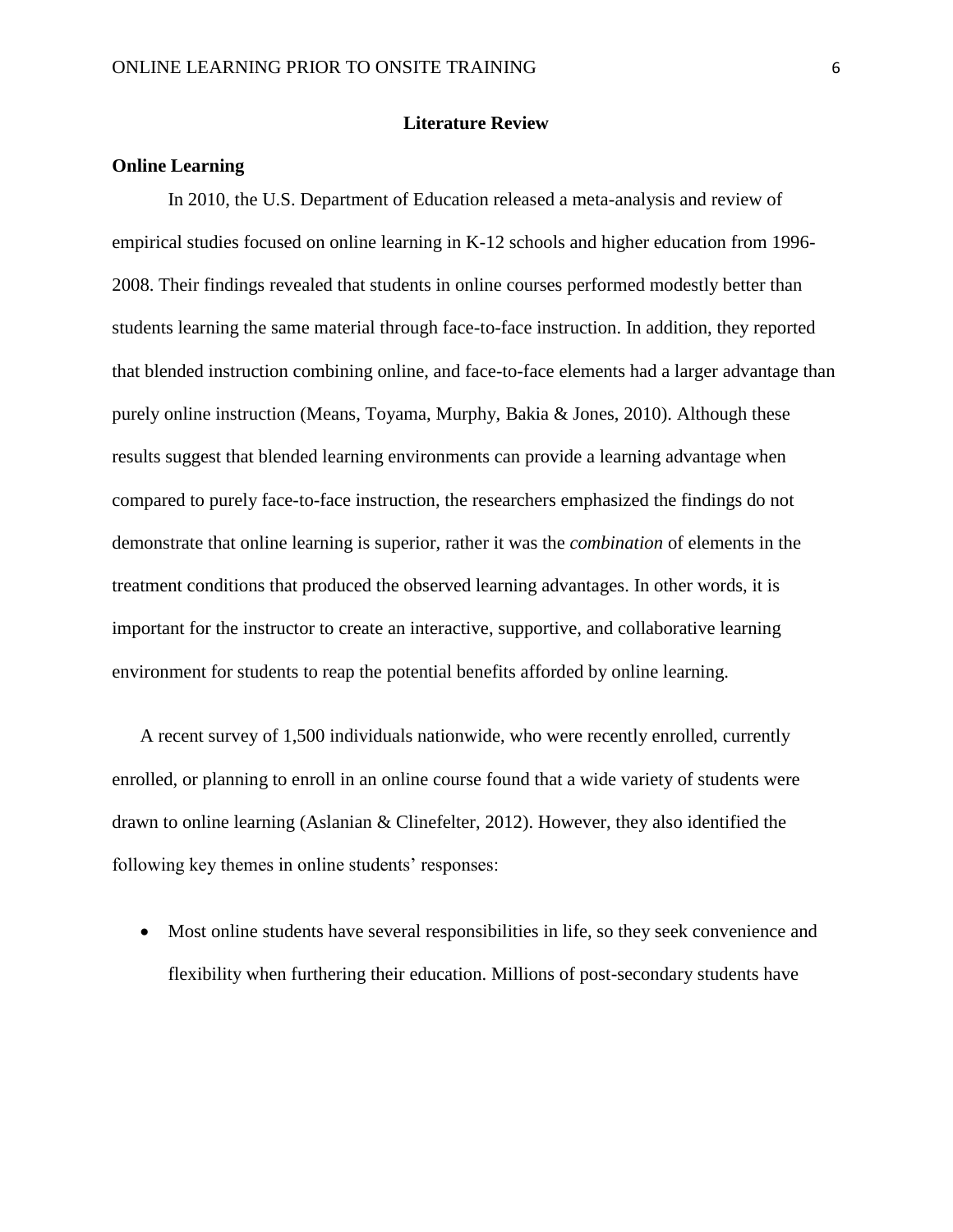## Literature Review

### Online Learning

In 2010, the U.S. Department of Education released a meta-analysis and review of empirical studies focused on online learning in K-12 schools and higher education from 1996-2008. Their findings revealed that students in online courses performed modestly better than students learning the same material through face-to-face instruction. In addition, they reported that blended instruction combining online, and face-to-face elements had a larger advantage than purely online instruction (Means, Toyama, Murphy, Bakia & Jones, 2010). Although these results suggest that blended learning environments can provide a learning advantage when compared to purely face-to-face instruction, the researchers emphasized the findings do not demonstrate that online learning is superior, rather it was the *combination* of elements in the treatment conditions that produced the observed learning advantages. In other words, it is important for the instructor to create an interactive, supportive, and collaborative learning environment for students to reap the potential benefits afforded by online learning.

A recent survey of 1,500 individuals nationwide, who were recently enrolled, currently enrolled, or planning to enroll in an online course found that a wide variety of students were drawn to online learning (Aslanian & Clinefelter, 2012). However, they also identified the following key themes in online students' responses:

- Most online students have several responsibilities in life, so they seek convenience and flexibility when furthering their education. Millions of post-secondary students have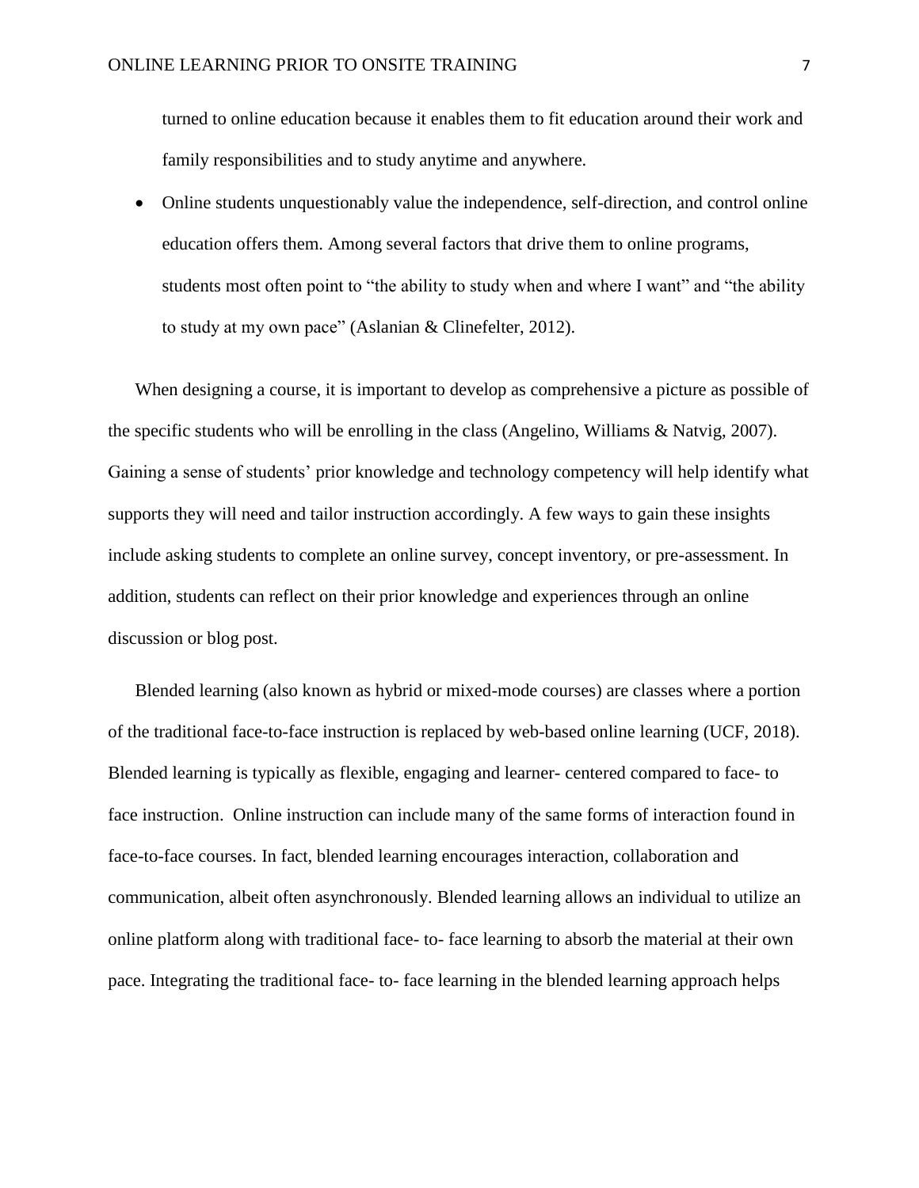turned to online education because it enables them to fit education around their work and family responsibilities and to study anytime and anywhere.

- Online students unquestionably value the independence, self-direction, and control online education offers them. Among several factors that drive them to online programs, students most often point to "the ability to study when and where I want" and "the ability to study at my own pace" (Aslanian & Clinefelter, 2012).

When designing a course, it is important to develop as comprehensive a picture as possible of the specific students who will be enrolling in the class (Angelino, Williams & Natvig, 2007). Gaining a sense of students' prior knowledge and technology competency will help identify what supports they will need and tailor instruction accordingly. A few ways to gain these insights include asking students to complete an online survey, concept inventory, or pre-assessment. In addition, students can reflect on their prior knowledge and experiences through an online discussion or blog post.

Blended learning (also known as hybrid or mixed-mode courses) are classes where a portion of the traditional face-to-face instruction is replaced by web-based online learning (UCF, 2018). Blended learning is typically as flexible, engaging and learner- centered compared to face- to face instruction. Online instruction can include many of the same forms of interaction found in face-to-face courses. In fact, blended learning encourages interaction, collaboration and communication, albeit often asynchronously. Blended learning allows an individual to utilize an online platform along with traditional face- to- face learning to absorb the material at their own pace. Integrating the traditional face- to- face learning in the blended learning approach helps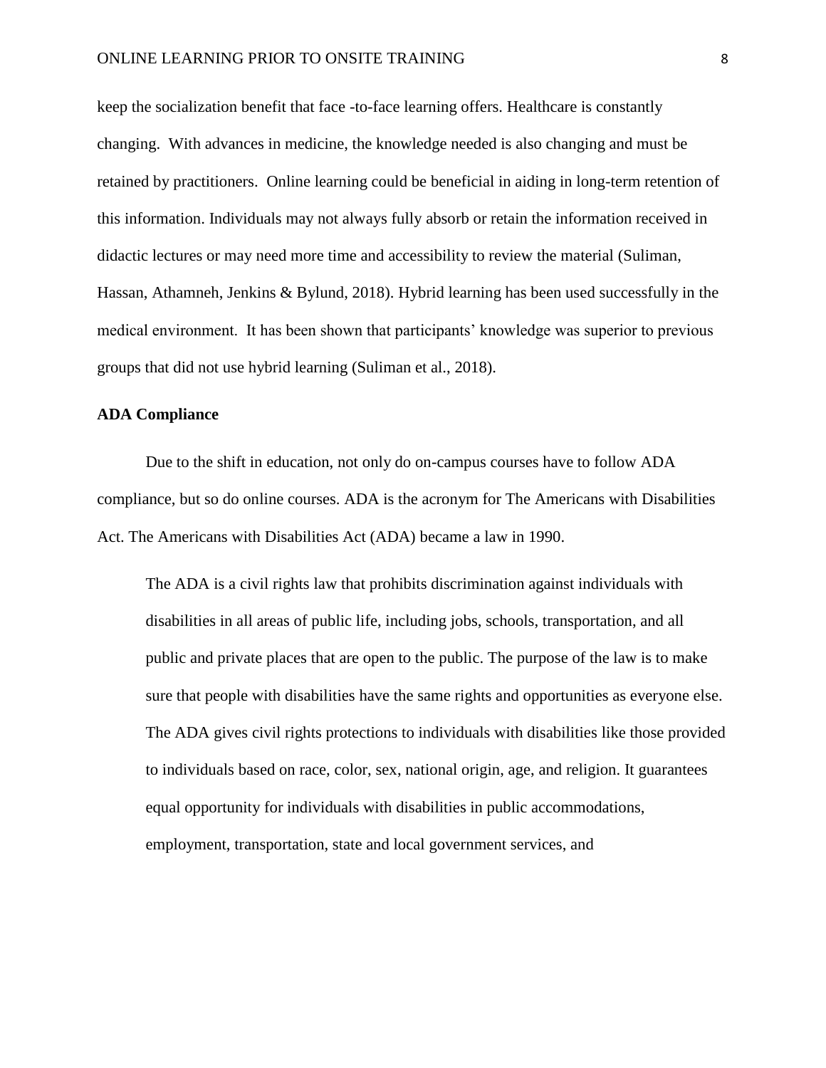keep the socialization benefit that face -to-face learning offers. Healthcare is constantly changing. With advances in medicine, the knowledge needed is also changing and must be retained by practitioners. Online learning could be beneficial in aiding in long-term retention of this information. Individuals may not always fully absorb or retain the information received in didactic lectures or may need more time and accessibility to review the material (Suliman, Hassan, Athamneh, Jenkins & Bylund, 2018). Hybrid learning has been used successfully in the medical environment. It has been shown that participants' knowledge was superior to previous groups that did not use hybrid learning (Suliman et al., 2018).

**ADA Compliance**

Due to the shift in education, not only do on-campus courses have to follow ADA compliance, but so do online courses. ADA is the acronym for The Americans with Disabilities Act. The Americans with Disabilities Act (ADA) became a law in 1990.

> The ADA is a civil rights law that prohibits discrimination against individuals with disabilities in all areas of public life, including jobs, schools, transportation, and all public and private places that are open to the public. The purpose of the law is to make sure that people with disabilities have the same rights and opportunities as everyone else. The ADA gives civil rights protections to individuals with disabilities like those provided to individuals based on race, color, sex, national origin, age, and religion. It guarantees equal opportunity for individuals with disabilities in public accommodations, employment, transportation, state and local government services, and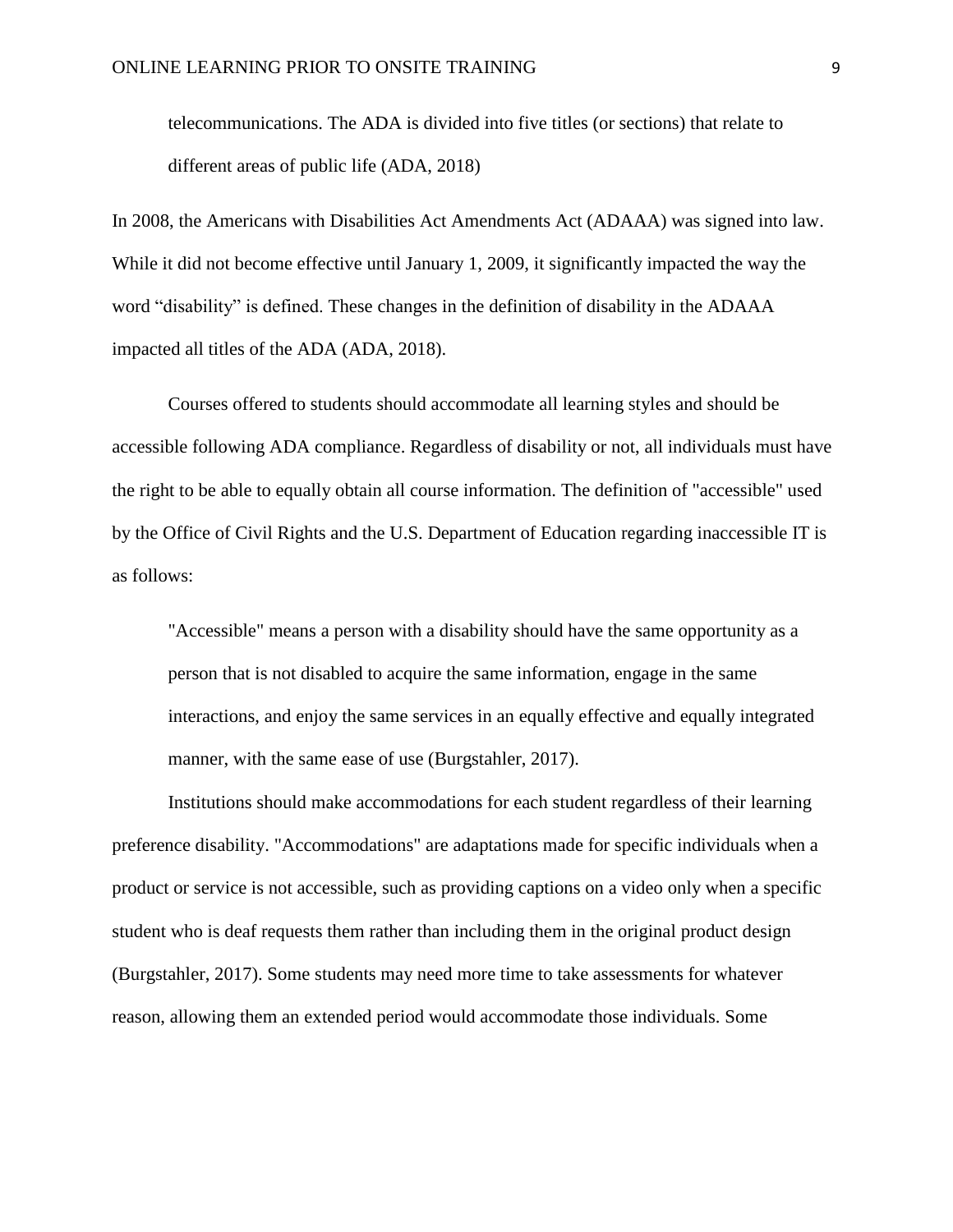> telecommunications. The ADA is divided into five titles (or sections) that relate to different areas of public life (ADA, 2018)

In 2008, the Americans with Disabilities Act Amendments Act (ADAAA) was signed into law. While it did not become effective until January 1, 2009, it significantly impacted the way the word "disability" is defined. These changes in the definition of disability in the ADAAA impacted all titles of the ADA (ADA, 2018).

Courses offered to students should accommodate all learning styles and should be accessible following ADA compliance. Regardless of disability or not, all individuals must have the right to be able to equally obtain all course information. The definition of "accessible" used by the Office of Civil Rights and the U.S. Department of Education regarding inaccessible IT is as follows:

> "Accessible" means a person with a disability should have the same opportunity as a person that is not disabled to acquire the same information, engage in the same interactions, and enjoy the same services in an equally effective and equally integrated manner, with the same ease of use (Burgstahler, 2017).

Institutions should make accommodations for each student regardless of their learning preference disability. "Accommodations" are adaptations made for specific individuals when a product or service is not accessible, such as providing captions on a video only when a specific student who is deaf requests them rather than including them in the original product design (Burgstahler, 2017). Some students may need more time to take assessments for whatever reason, allowing them an extended period would accommodate those individuals. Some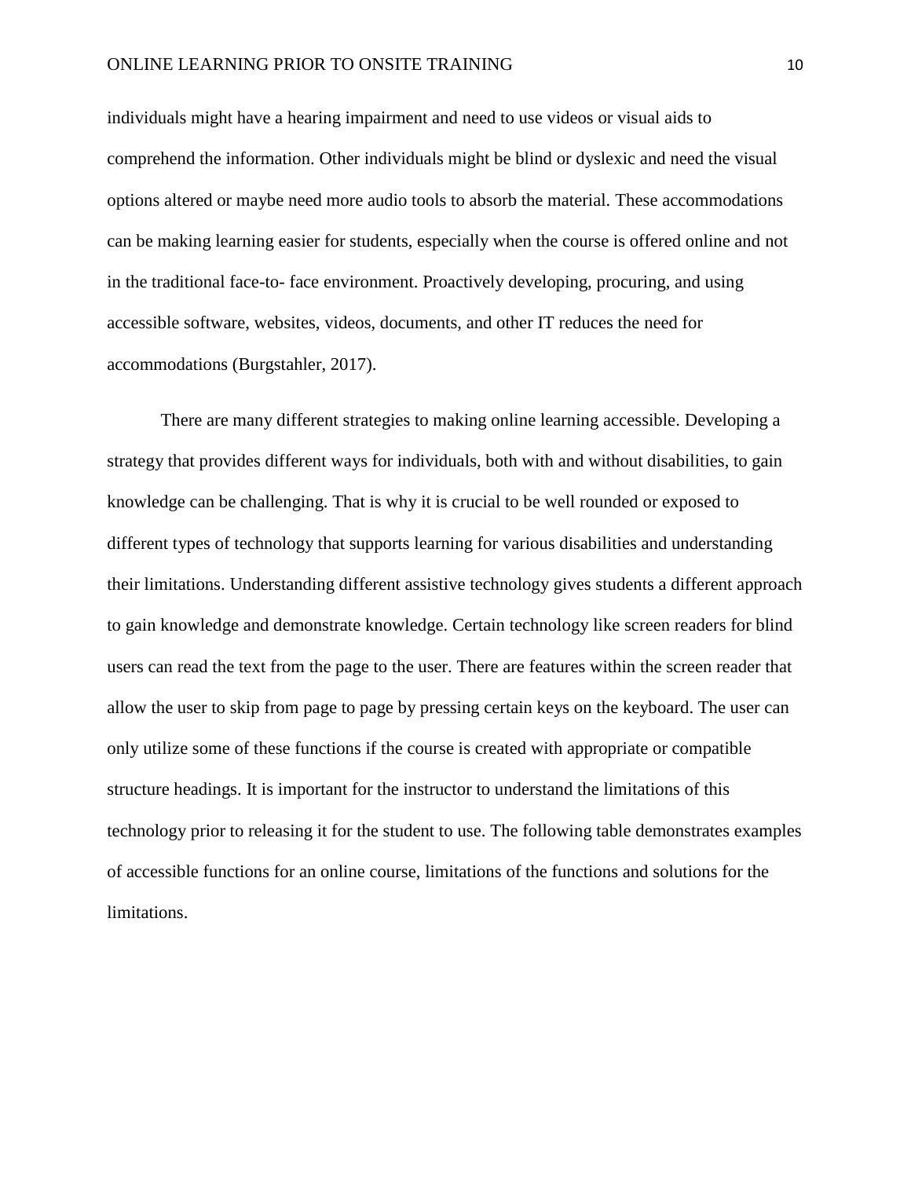individuals might have a hearing impairment and need to use videos or visual aids to comprehend the information. Other individuals might be blind or dyslexic and need the visual options altered or maybe need more audio tools to absorb the material. These accommodations can be making learning easier for students, especially when the course is offered online and not in the traditional face-to- face environment. Proactively developing, procuring, and using accessible software, websites, videos, documents, and other IT reduces the need for accommodations (Burgstahler, 2017).

There are many different strategies to making online learning accessible. Developing a strategy that provides different ways for individuals, both with and without disabilities, to gain knowledge can be challenging. That is why it is crucial to be well rounded or exposed to different types of technology that supports learning for various disabilities and understanding their limitations. Understanding different assistive technology gives students a different approach to gain knowledge and demonstrate knowledge. Certain technology like screen readers for blind users can read the text from the page to the user. There are features within the screen reader that allow the user to skip from page to page by pressing certain keys on the keyboard. The user can only utilize some of these functions if the course is created with appropriate or compatible structure headings. It is important for the instructor to understand the limitations of this technology prior to releasing it for the student to use. The following table demonstrates examples of accessible functions for an online course, limitations of the functions and solutions for the limitations.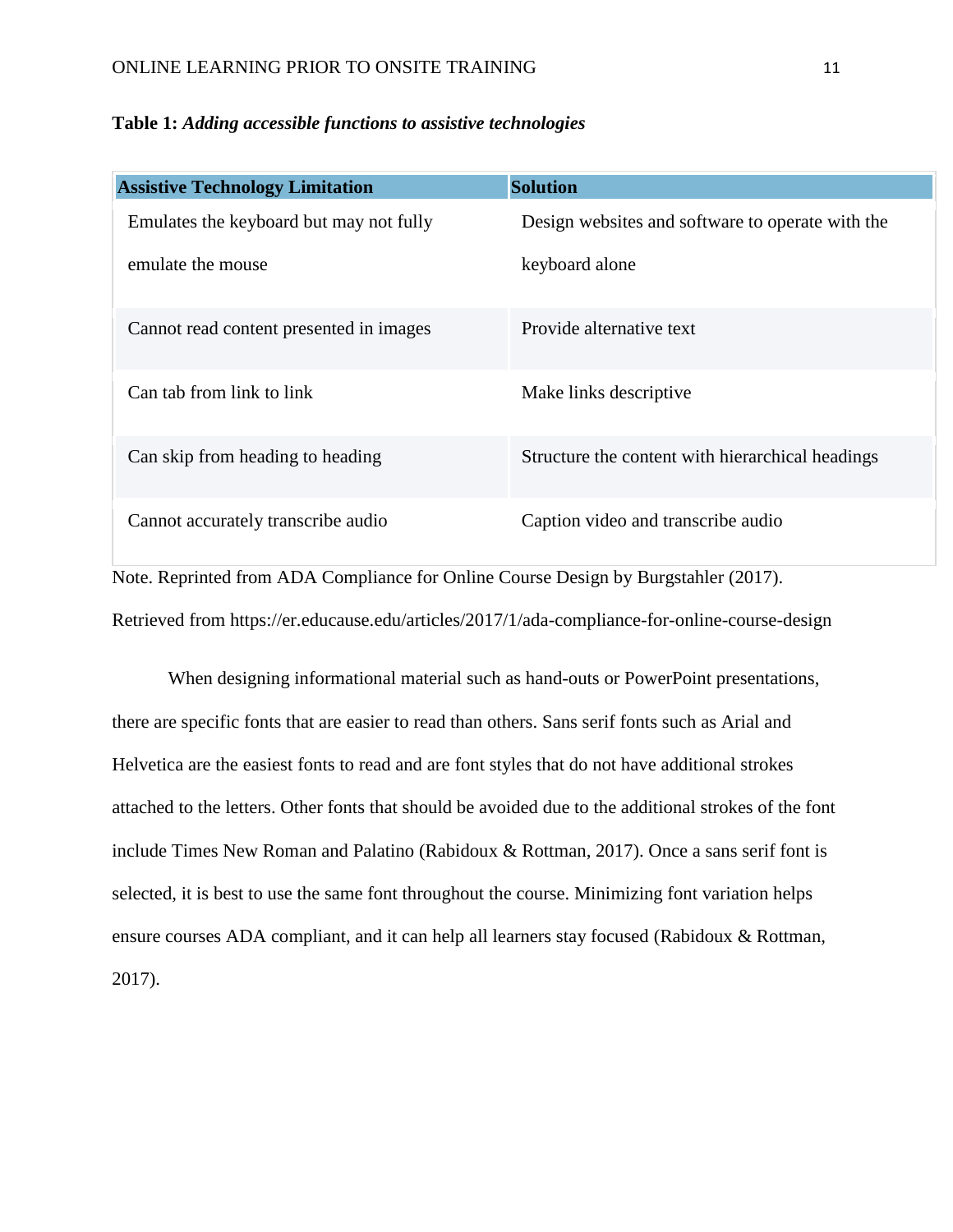**Table 1:** ***Adding accessible functions to assistive technologies***

| Assistive Technology Limitation | Solution |
| --- | --- |
| Emulates the keyboard but may not fully emulate the mouse | Design websites and software to operate with the keyboard alone |
| Cannot read content presented in images | Provide alternative text |
| Can tab from link to link | Make links descriptive |
| Can skip from heading to heading | Structure the content with hierarchical headings |
| Cannot accurately transcribe audio | Caption video and transcribe audio |

Note. Reprinted from ADA Compliance for Online Course Design by Burgstahler (2017). Retrieved from https://er.educause.edu/articles/2017/1/ada-compliance-for-online-course-design

When designing informational material such as hand-outs or PowerPoint presentations, there are specific fonts that are easier to read than others. Sans serif fonts such as Arial and Helvetica are the easiest fonts to read and are font styles that do not have additional strokes attached to the letters. Other fonts that should be avoided due to the additional strokes of the font include Times New Roman and Palatino (Rabidoux & Rottman, 2017). Once a sans serif font is selected, it is best to use the same font throughout the course. Minimizing font variation helps ensure courses ADA compliant, and it can help all learners stay focused (Rabidoux & Rottman, 2017).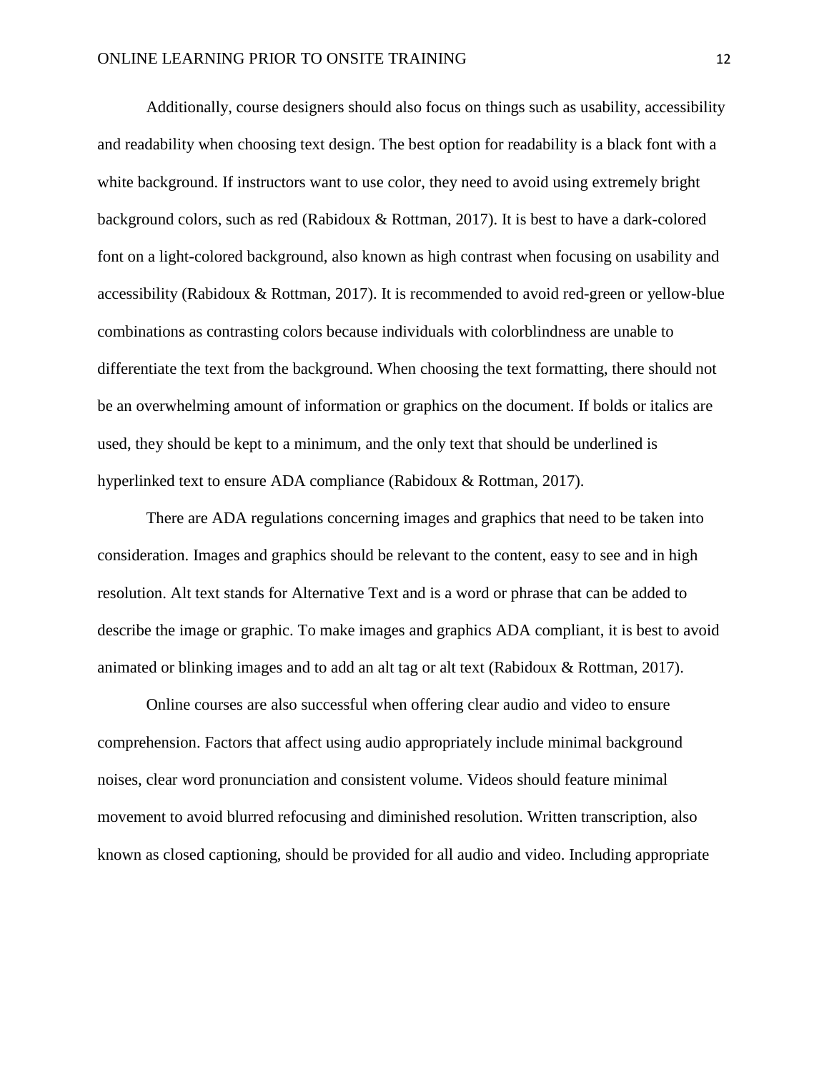Additionally, course designers should also focus on things such as usability, accessibility and readability when choosing text design. The best option for readability is a black font with a white background. If instructors want to use color, they need to avoid using extremely bright background colors, such as red (Rabidoux & Rottman, 2017). It is best to have a dark-colored font on a light-colored background, also known as high contrast when focusing on usability and accessibility (Rabidoux & Rottman, 2017). It is recommended to avoid red-green or yellow-blue combinations as contrasting colors because individuals with colorblindness are unable to differentiate the text from the background. When choosing the text formatting, there should not be an overwhelming amount of information or graphics on the document. If bolds or italics are used, they should be kept to a minimum, and the only text that should be underlined is hyperlinked text to ensure ADA compliance (Rabidoux & Rottman, 2017).

There are ADA regulations concerning images and graphics that need to be taken into consideration. Images and graphics should be relevant to the content, easy to see and in high resolution. Alt text stands for Alternative Text and is a word or phrase that can be added to describe the image or graphic. To make images and graphics ADA compliant, it is best to avoid animated or blinking images and to add an alt tag or alt text (Rabidoux & Rottman, 2017).

Online courses are also successful when offering clear audio and video to ensure comprehension. Factors that affect using audio appropriately include minimal background noises, clear word pronunciation and consistent volume. Videos should feature minimal movement to avoid blurred refocusing and diminished resolution. Written transcription, also known as closed captioning, should be provided for all audio and video. Including appropriate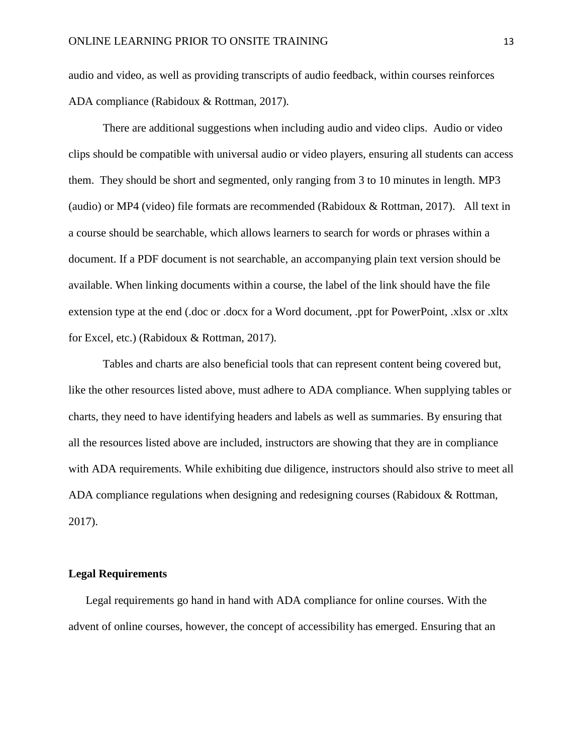audio and video, as well as providing transcripts of audio feedback, within courses reinforces ADA compliance (Rabidoux & Rottman, 2017).

There are additional suggestions when including audio and video clips. Audio or video clips should be compatible with universal audio or video players, ensuring all students can access them. They should be short and segmented, only ranging from 3 to 10 minutes in length. MP3 (audio) or MP4 (video) file formats are recommended (Rabidoux & Rottman, 2017). All text in a course should be searchable, which allows learners to search for words or phrases within a document. If a PDF document is not searchable, an accompanying plain text version should be available. When linking documents within a course, the label of the link should have the file extension type at the end (.doc or .docx for a Word document, .ppt for PowerPoint, .xlsx or .xltx for Excel, etc.) (Rabidoux & Rottman, 2017).

Tables and charts are also beneficial tools that can represent content being covered but, like the other resources listed above, must adhere to ADA compliance. When supplying tables or charts, they need to have identifying headers and labels as well as summaries. By ensuring that all the resources listed above are included, instructors are showing that they are in compliance with ADA requirements. While exhibiting due diligence, instructors should also strive to meet all ADA compliance regulations when designing and redesigning courses (Rabidoux & Rottman, 2017).

**Legal Requirements**

Legal requirements go hand in hand with ADA compliance for online courses. With the advent of online courses, however, the concept of accessibility has emerged. Ensuring that an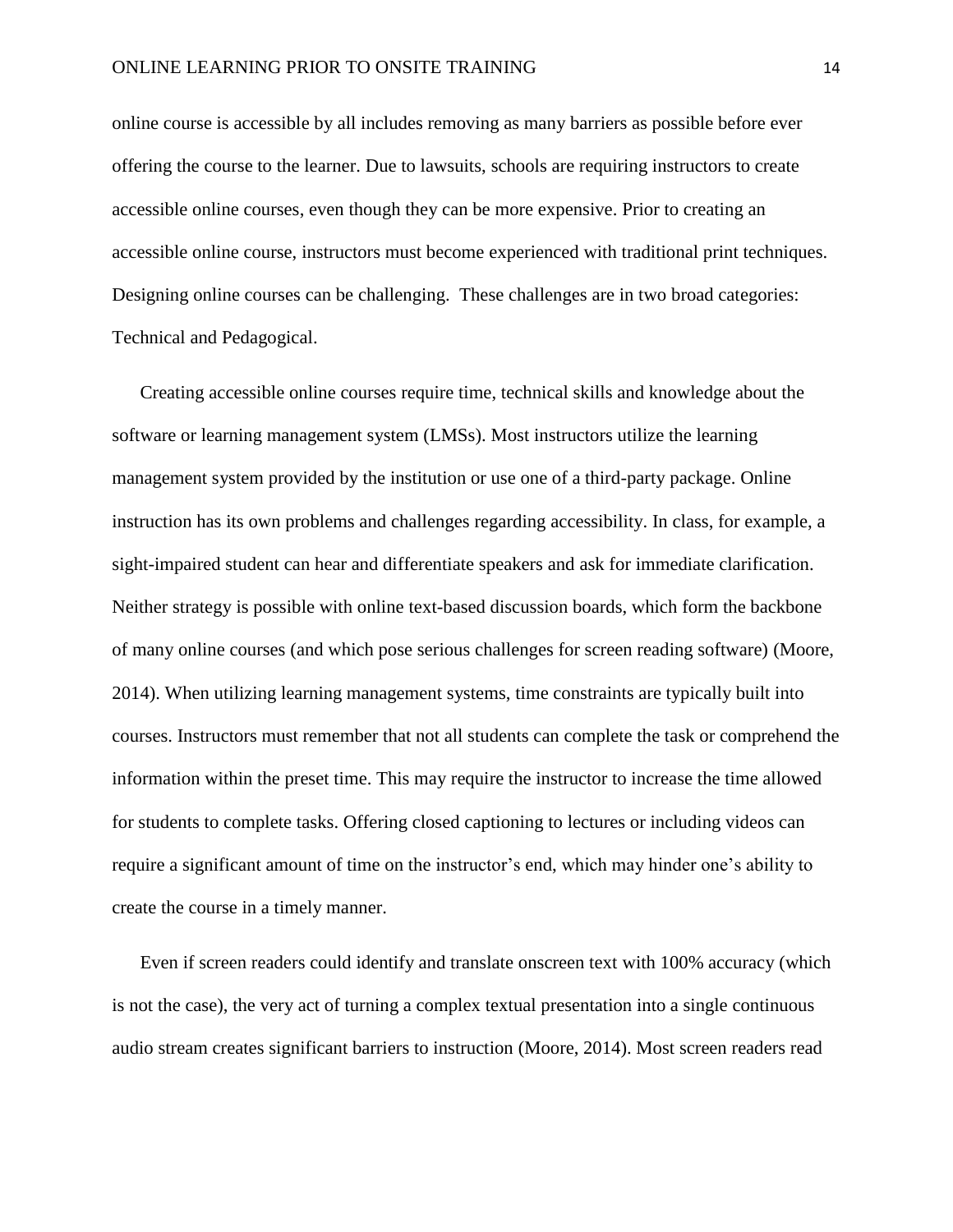online course is accessible by all includes removing as many barriers as possible before ever offering the course to the learner. Due to lawsuits, schools are requiring instructors to create accessible online courses, even though they can be more expensive. Prior to creating an accessible online course, instructors must become experienced with traditional print techniques. Designing online courses can be challenging. These challenges are in two broad categories: Technical and Pedagogical.

Creating accessible online courses require time, technical skills and knowledge about the software or learning management system (LMSs). Most instructors utilize the learning management system provided by the institution or use one of a third-party package. Online instruction has its own problems and challenges regarding accessibility. In class, for example, a sight-impaired student can hear and differentiate speakers and ask for immediate clarification. Neither strategy is possible with online text-based discussion boards, which form the backbone of many online courses (and which pose serious challenges for screen reading software) (Moore, 2014). When utilizing learning management systems, time constraints are typically built into courses. Instructors must remember that not all students can complete the task or comprehend the information within the preset time. This may require the instructor to increase the time allowed for students to complete tasks. Offering closed captioning to lectures or including videos can require a significant amount of time on the instructor's end, which may hinder one's ability to create the course in a timely manner.

Even if screen readers could identify and translate onscreen text with 100% accuracy (which is not the case), the very act of turning a complex textual presentation into a single continuous audio stream creates significant barriers to instruction (Moore, 2014). Most screen readers read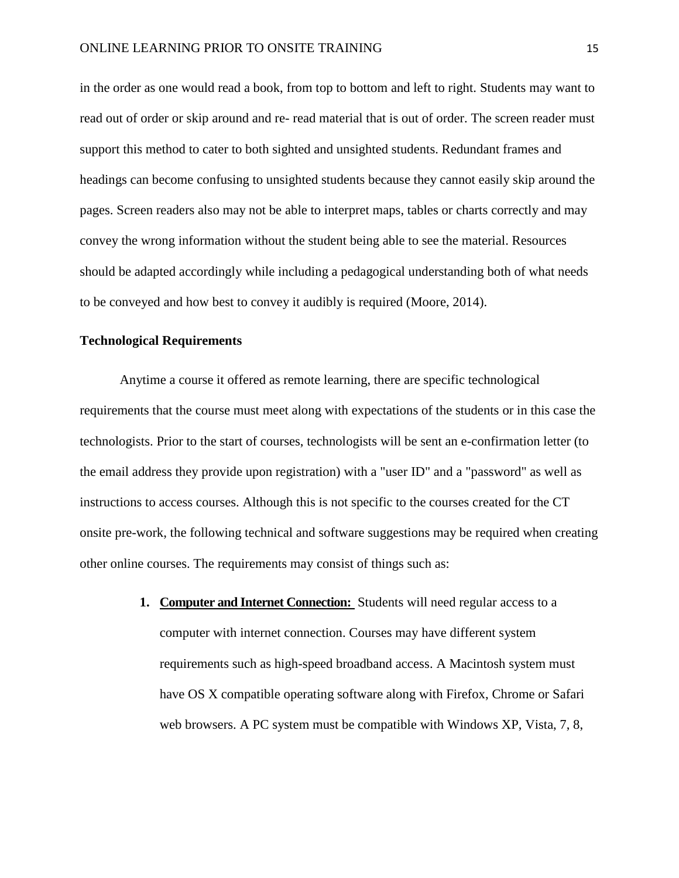in the order as one would read a book, from top to bottom and left to right. Students may want to read out of order or skip around and re- read material that is out of order. The screen reader must support this method to cater to both sighted and unsighted students. Redundant frames and headings can become confusing to unsighted students because they cannot easily skip around the pages. Screen readers also may not be able to interpret maps, tables or charts correctly and may convey the wrong information without the student being able to see the material. Resources should be adapted accordingly while including a pedagogical understanding both of what needs to be conveyed and how best to convey it audibly is required (Moore, 2014).

**Technological Requirements**

Anytime a course it offered as remote learning, there are specific technological requirements that the course must meet along with expectations of the students or in this case the technologists. Prior to the start of courses, technologists will be sent an e-confirmation letter (to the email address they provide upon registration) with a "user ID" and a "password" as well as instructions to access courses. Although this is not specific to the courses created for the CT onsite pre-work, the following technical and software suggestions may be required when creating other online courses. The requirements may consist of things such as:

1. **Computer and Internet Connection:** Students will need regular access to a computer with internet connection. Courses may have different system requirements such as high-speed broadband access. A Macintosh system must have OS X compatible operating software along with Firefox, Chrome or Safari web browsers. A PC system must be compatible with Windows XP, Vista, 7, 8,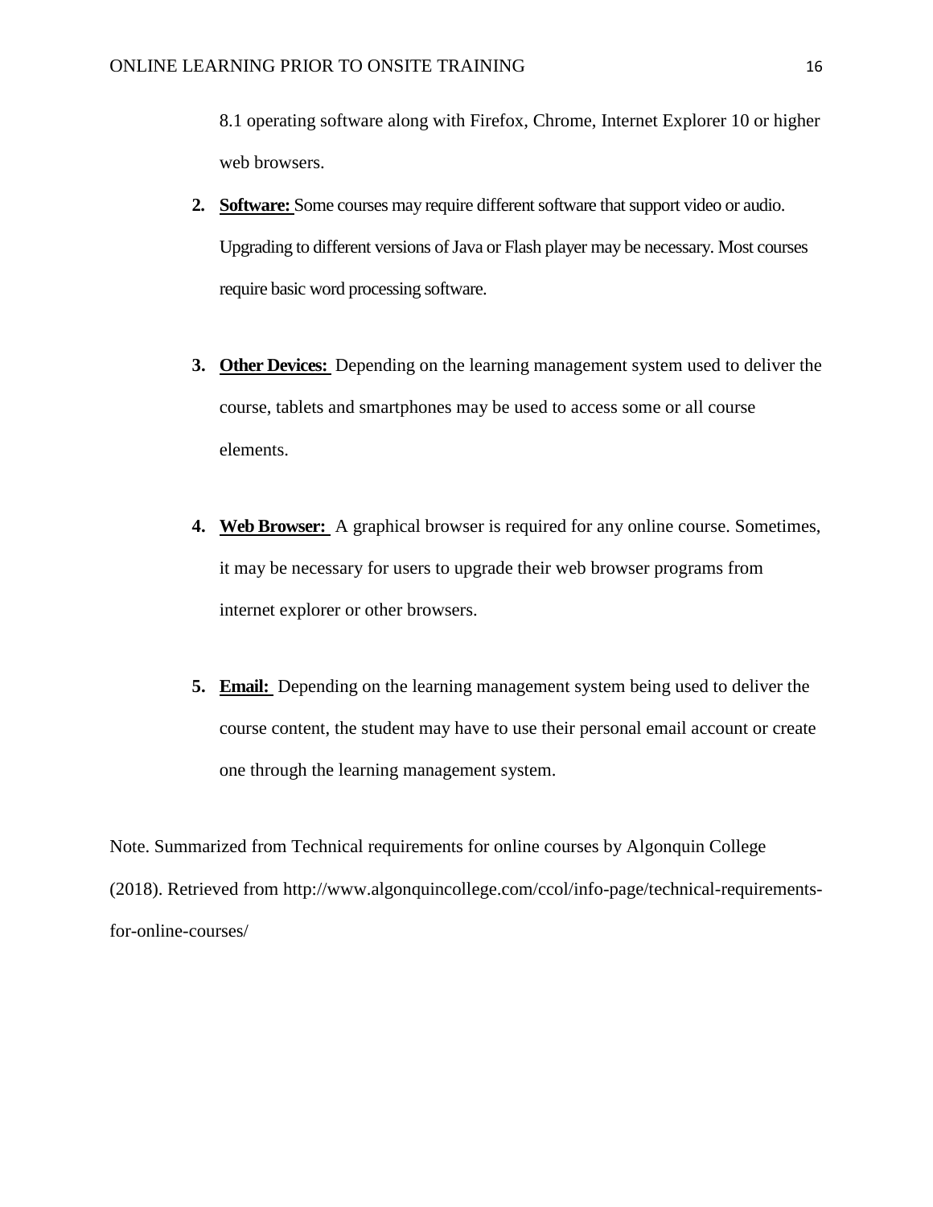8.1 operating software along with Firefox, Chrome, Internet Explorer 10 or higher web browsers.

2. **Software:** Some courses may require different software that support video or audio. Upgrading to different versions of Java or Flash player may be necessary. Most courses require basic word processing software.

3. **Other Devices:** Depending on the learning management system used to deliver the course, tablets and smartphones may be used to access some or all course elements.

4. **Web Browser:** A graphical browser is required for any online course. Sometimes, it may be necessary for users to upgrade their web browser programs from internet explorer or other browsers.

5. **Email:** Depending on the learning management system being used to deliver the course content, the student may have to use their personal email account or create one through the learning management system.

Note. Summarized from Technical requirements for online courses by Algonquin College (2018). Retrieved from http://www.algonquincollege.com/ccol/info-page/technical-requirements-for-online-courses/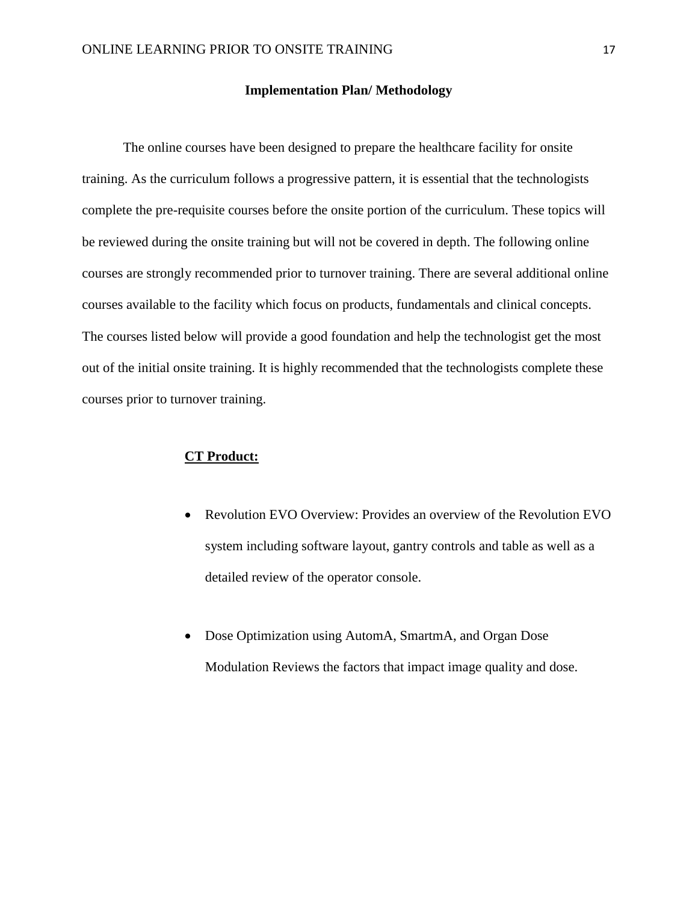## Implementation Plan/ Methodology

The online courses have been designed to prepare the healthcare facility for onsite training. As the curriculum follows a progressive pattern, it is essential that the technologists complete the pre-requisite courses before the onsite portion of the curriculum. These topics will be reviewed during the onsite training but will not be covered in depth. The following online courses are strongly recommended prior to turnover training. There are several additional online courses available to the facility which focus on products, fundamentals and clinical concepts. The courses listed below will provide a good foundation and help the technologist get the most out of the initial onsite training. It is highly recommended that the technologists complete these courses prior to turnover training.

**CT Product:**

- Revolution EVO Overview: Provides an overview of the Revolution EVO system including software layout, gantry controls and table as well as a detailed review of the operator console.

- Dose Optimization using AutomA, SmartmA, and Organ Dose Modulation Reviews the factors that impact image quality and dose.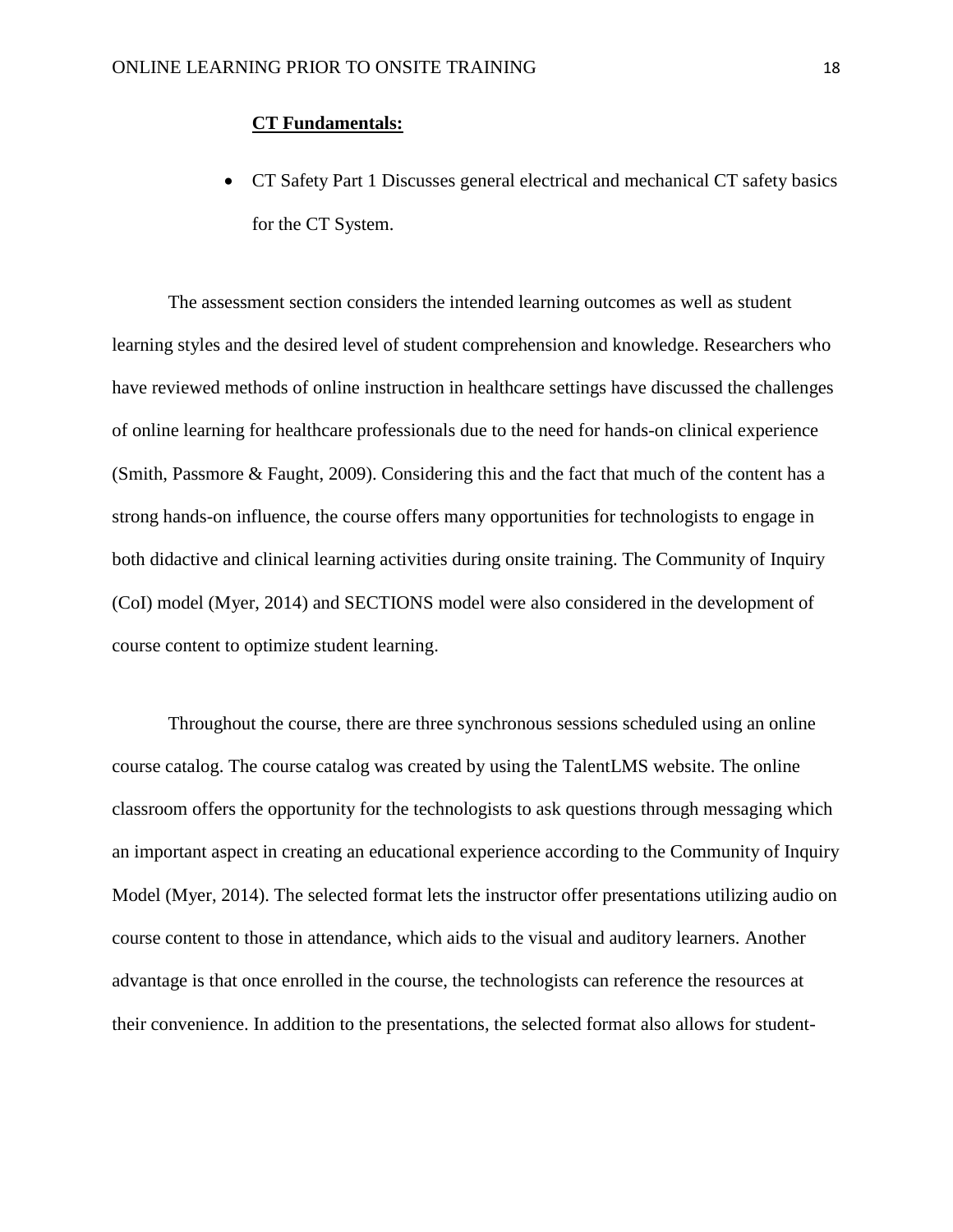**CT Fundamentals:**

- CT Safety Part 1 Discusses general electrical and mechanical CT safety basics for the CT System.

The assessment section considers the intended learning outcomes as well as student learning styles and the desired level of student comprehension and knowledge. Researchers who have reviewed methods of online instruction in healthcare settings have discussed the challenges of online learning for healthcare professionals due to the need for hands-on clinical experience (Smith, Passmore & Faught, 2009). Considering this and the fact that much of the content has a strong hands-on influence, the course offers many opportunities for technologists to engage in both didactive and clinical learning activities during onsite training. The Community of Inquiry (CoI) model (Myer, 2014) and SECTIONS model were also considered in the development of course content to optimize student learning.

Throughout the course, there are three synchronous sessions scheduled using an online course catalog. The course catalog was created by using the TalentLMS website. The online classroom offers the opportunity for the technologists to ask questions through messaging which an important aspect in creating an educational experience according to the Community of Inquiry Model (Myer, 2014). The selected format lets the instructor offer presentations utilizing audio on course content to those in attendance, which aids to the visual and auditory learners. Another advantage is that once enrolled in the course, the technologists can reference the resources at their convenience. In addition to the presentations, the selected format also allows for student-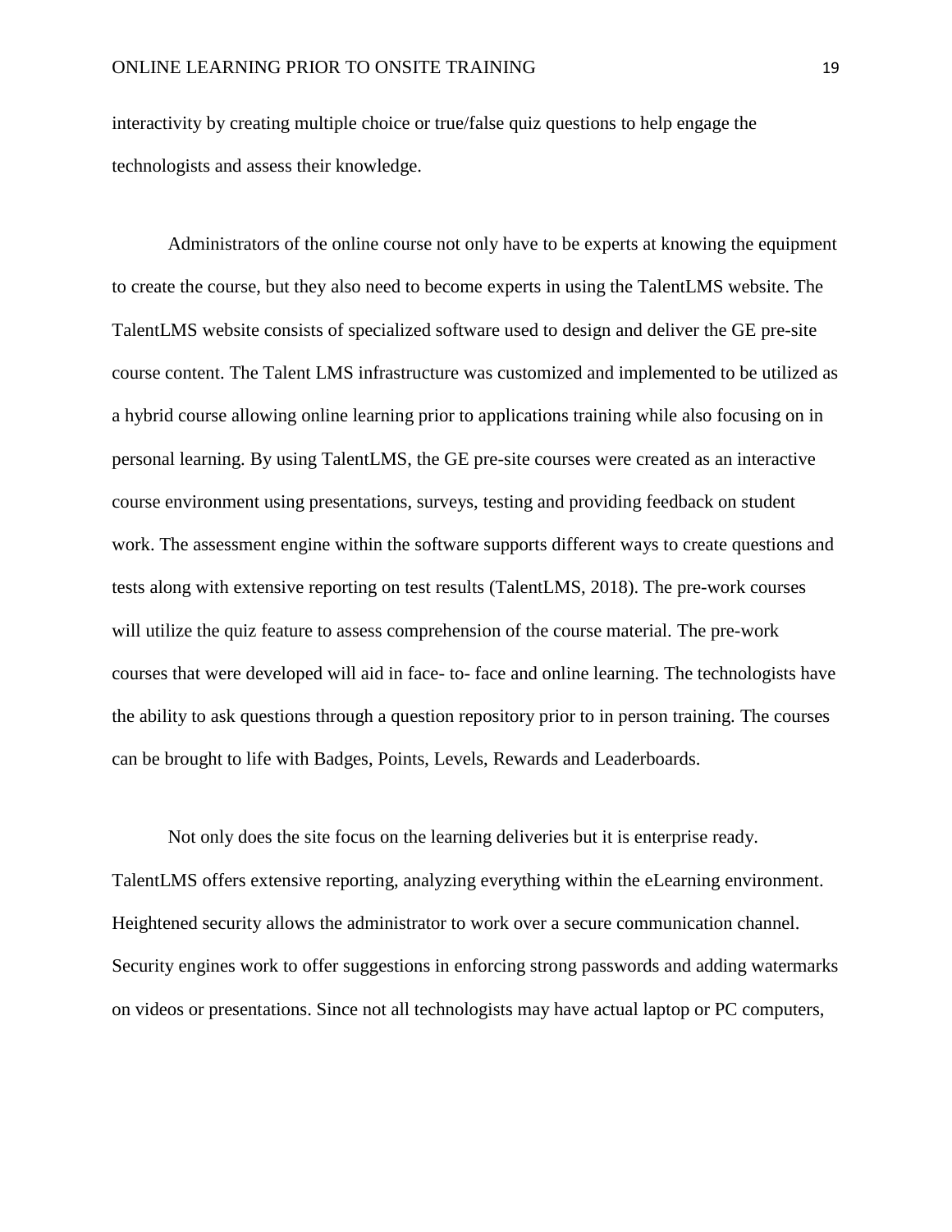interactivity by creating multiple choice or true/false quiz questions to help engage the technologists and assess their knowledge.

Administrators of the online course not only have to be experts at knowing the equipment to create the course, but they also need to become experts in using the TalentLMS website. The TalentLMS website consists of specialized software used to design and deliver the GE pre-site course content. The Talent LMS infrastructure was customized and implemented to be utilized as a hybrid course allowing online learning prior to applications training while also focusing on in personal learning. By using TalentLMS, the GE pre-site courses were created as an interactive course environment using presentations, surveys, testing and providing feedback on student work. The assessment engine within the software supports different ways to create questions and tests along with extensive reporting on test results (TalentLMS, 2018). The pre-work courses will utilize the quiz feature to assess comprehension of the course material. The pre-work courses that were developed will aid in face- to- face and online learning. The technologists have the ability to ask questions through a question repository prior to in person training. The courses can be brought to life with Badges, Points, Levels, Rewards and Leaderboards.

Not only does the site focus on the learning deliveries but it is enterprise ready. TalentLMS offers extensive reporting, analyzing everything within the eLearning environment. Heightened security allows the administrator to work over a secure communication channel. Security engines work to offer suggestions in enforcing strong passwords and adding watermarks on videos or presentations. Since not all technologists may have actual laptop or PC computers,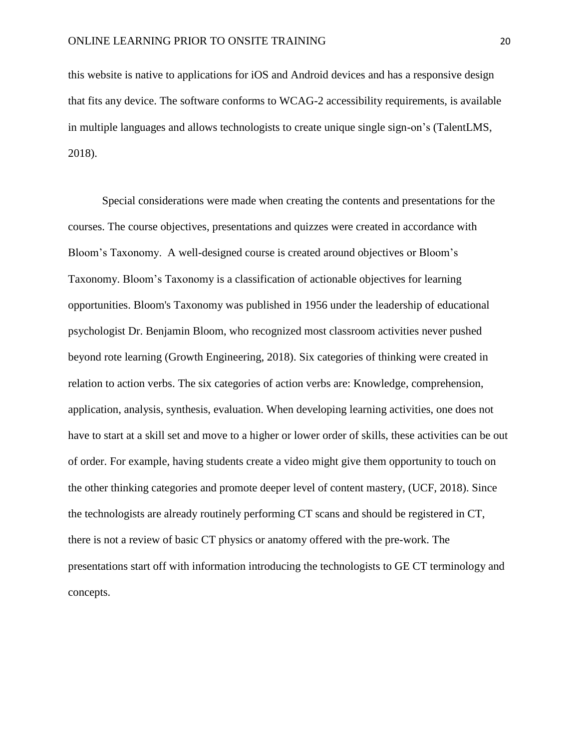this website is native to applications for iOS and Android devices and has a responsive design that fits any device. The software conforms to WCAG-2 accessibility requirements, is available in multiple languages and allows technologists to create unique single sign-on's (TalentLMS, 2018).

Special considerations were made when creating the contents and presentations for the courses. The course objectives, presentations and quizzes were created in accordance with Bloom's Taxonomy. A well-designed course is created around objectives or Bloom's Taxonomy. Bloom's Taxonomy is a classification of actionable objectives for learning opportunities. Bloom's Taxonomy was published in 1956 under the leadership of educational psychologist Dr. Benjamin Bloom, who recognized most classroom activities never pushed beyond rote learning (Growth Engineering, 2018). Six categories of thinking were created in relation to action verbs. The six categories of action verbs are: Knowledge, comprehension, application, analysis, synthesis, evaluation. When developing learning activities, one does not have to start at a skill set and move to a higher or lower order of skills, these activities can be out of order. For example, having students create a video might give them opportunity to touch on the other thinking categories and promote deeper level of content mastery, (UCF, 2018). Since the technologists are already routinely performing CT scans and should be registered in CT, there is not a review of basic CT physics or anatomy offered with the pre-work. The presentations start off with information introducing the technologists to GE CT terminology and concepts.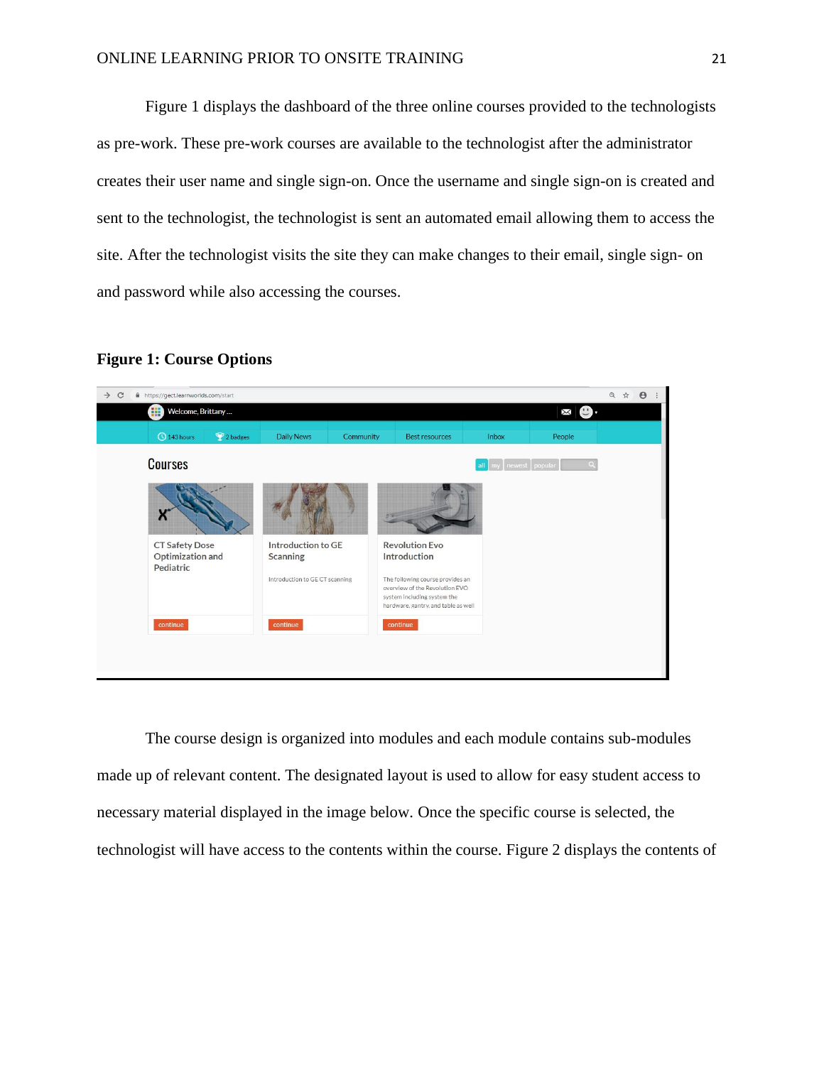Figure 1 displays the dashboard of the three online courses provided to the technologists as pre-work. These pre-work courses are available to the technologist after the administrator creates their user name and single sign-on. Once the username and single sign-on is created and sent to the technologist, the technologist is sent an automated email allowing them to access the site. After the technologist visits the site they can make changes to their email, single sign- on and password while also accessing the courses.

**Figure 1: Course Options**

The course design is organized into modules and each module contains sub-modules made up of relevant content. The designated layout is used to allow for easy student access to necessary material displayed in the image below. Once the specific course is selected, the technologist will have access to the contents within the course. Figure 2 displays the contents of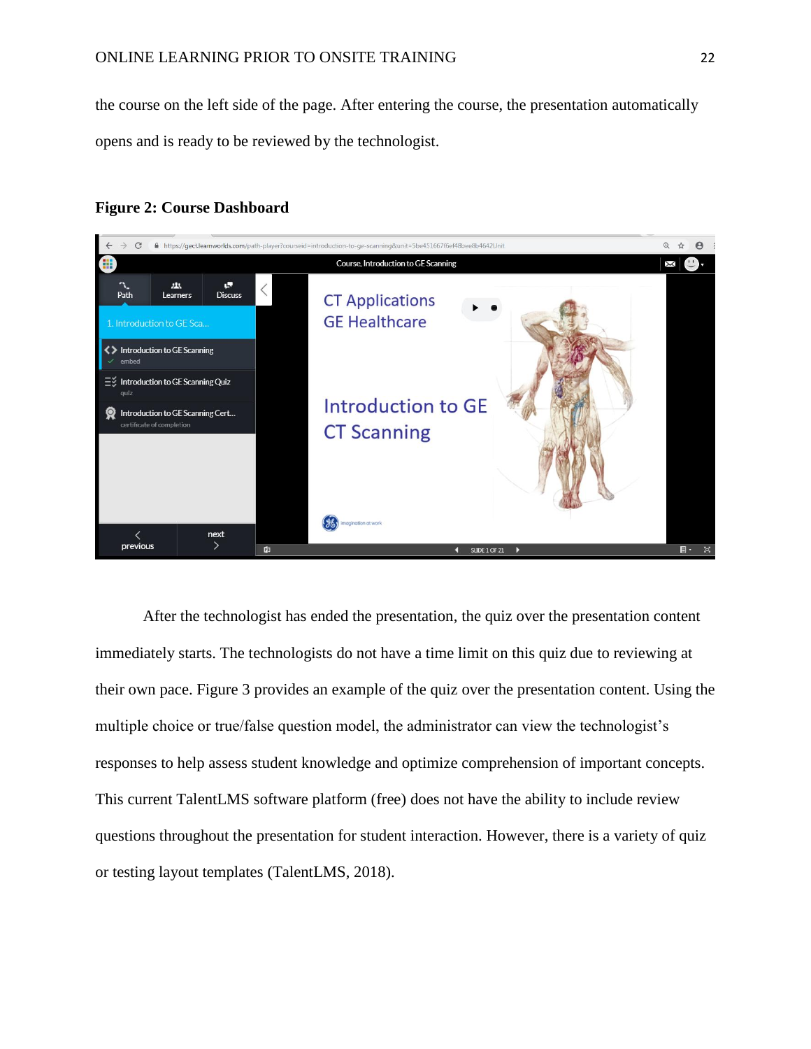the course on the left side of the page. After entering the course, the presentation automatically opens and is ready to be reviewed by the technologist.

**Figure 2: Course Dashboard**

After the technologist has ended the presentation, the quiz over the presentation content immediately starts. The technologists do not have a time limit on this quiz due to reviewing at their own pace. Figure 3 provides an example of the quiz over the presentation content. Using the multiple choice or true/false question model, the administrator can view the technologist's responses to help assess student knowledge and optimize comprehension of important concepts. This current TalentLMS software platform (free) does not have the ability to include review questions throughout the presentation for student interaction. However, there is a variety of quiz or testing layout templates (TalentLMS, 2018).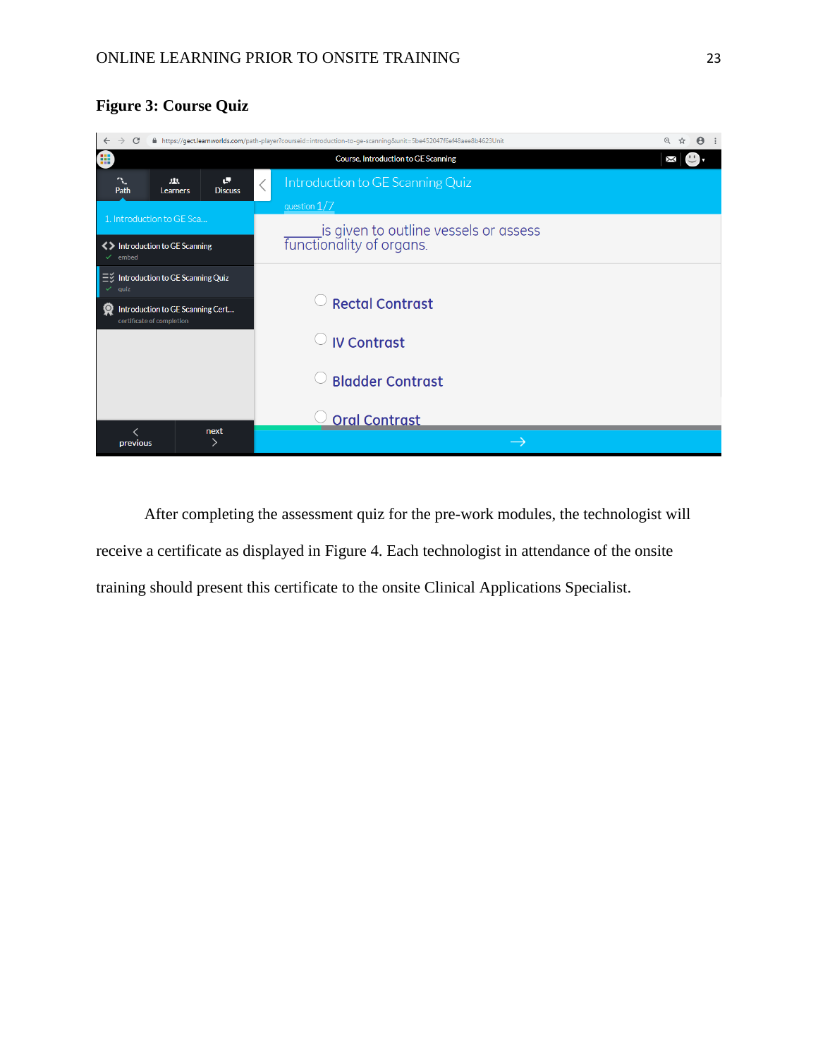**Figure 3: Course Quiz**

After completing the assessment quiz for the pre-work modules, the technologist will receive a certificate as displayed in Figure 4. Each technologist in attendance of the onsite training should present this certificate to the onsite Clinical Applications Specialist.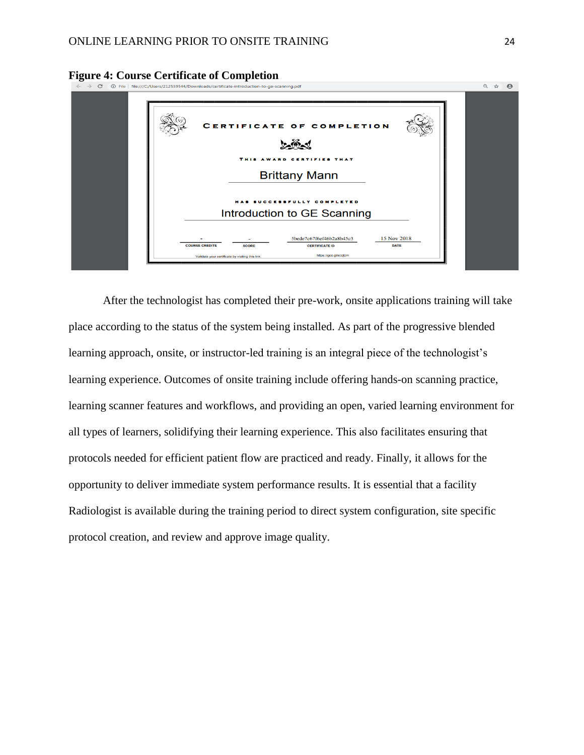**Figure 4: Course Certificate of Completion**

After the technologist has completed their pre-work, onsite applications training will take place according to the status of the system being installed. As part of the progressive blended learning approach, onsite, or instructor-led training is an integral piece of the technologist's learning experience. Outcomes of onsite training include offering hands-on scanning practice, learning scanner features and workflows, and providing an open, varied learning environment for all types of learners, solidifying their learning experience. This also facilitates ensuring that protocols needed for efficient patient flow are practiced and ready. Finally, it allows for the opportunity to deliver immediate system performance results. It is essential that a facility Radiologist is available during the training period to direct system configuration, site specific protocol creation, and review and approve image quality.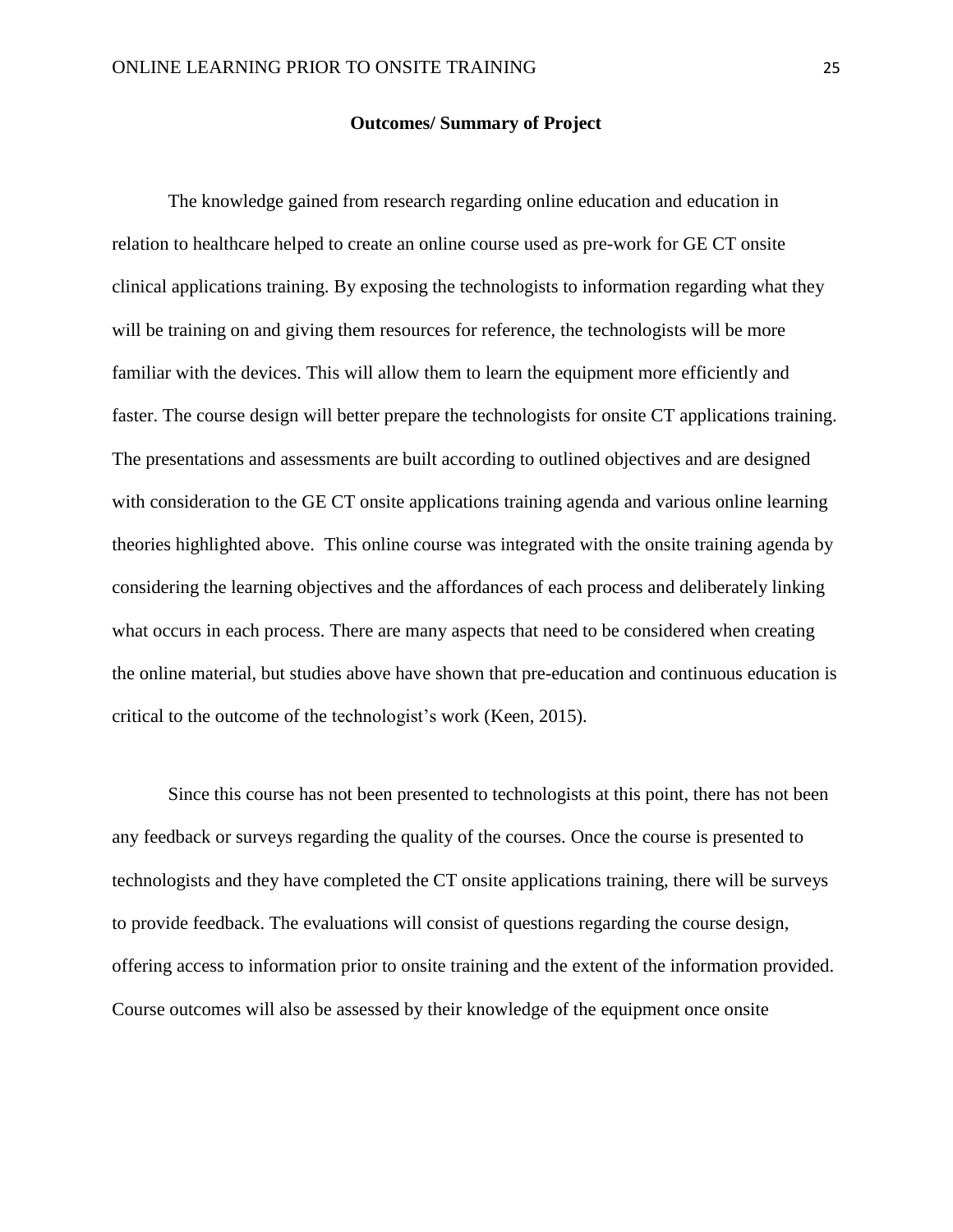## Outcomes/ Summary of Project

The knowledge gained from research regarding online education and education in relation to healthcare helped to create an online course used as pre-work for GE CT onsite clinical applications training. By exposing the technologists to information regarding what they will be training on and giving them resources for reference, the technologists will be more familiar with the devices. This will allow them to learn the equipment more efficiently and faster. The course design will better prepare the technologists for onsite CT applications training. The presentations and assessments are built according to outlined objectives and are designed with consideration to the GE CT onsite applications training agenda and various online learning theories highlighted above. This online course was integrated with the onsite training agenda by considering the learning objectives and the affordances of each process and deliberately linking what occurs in each process. There are many aspects that need to be considered when creating the online material, but studies above have shown that pre-education and continuous education is critical to the outcome of the technologist's work (Keen, 2015).

Since this course has not been presented to technologists at this point, there has not been any feedback or surveys regarding the quality of the courses. Once the course is presented to technologists and they have completed the CT onsite applications training, there will be surveys to provide feedback. The evaluations will consist of questions regarding the course design, offering access to information prior to onsite training and the extent of the information provided. Course outcomes will also be assessed by their knowledge of the equipment once onsite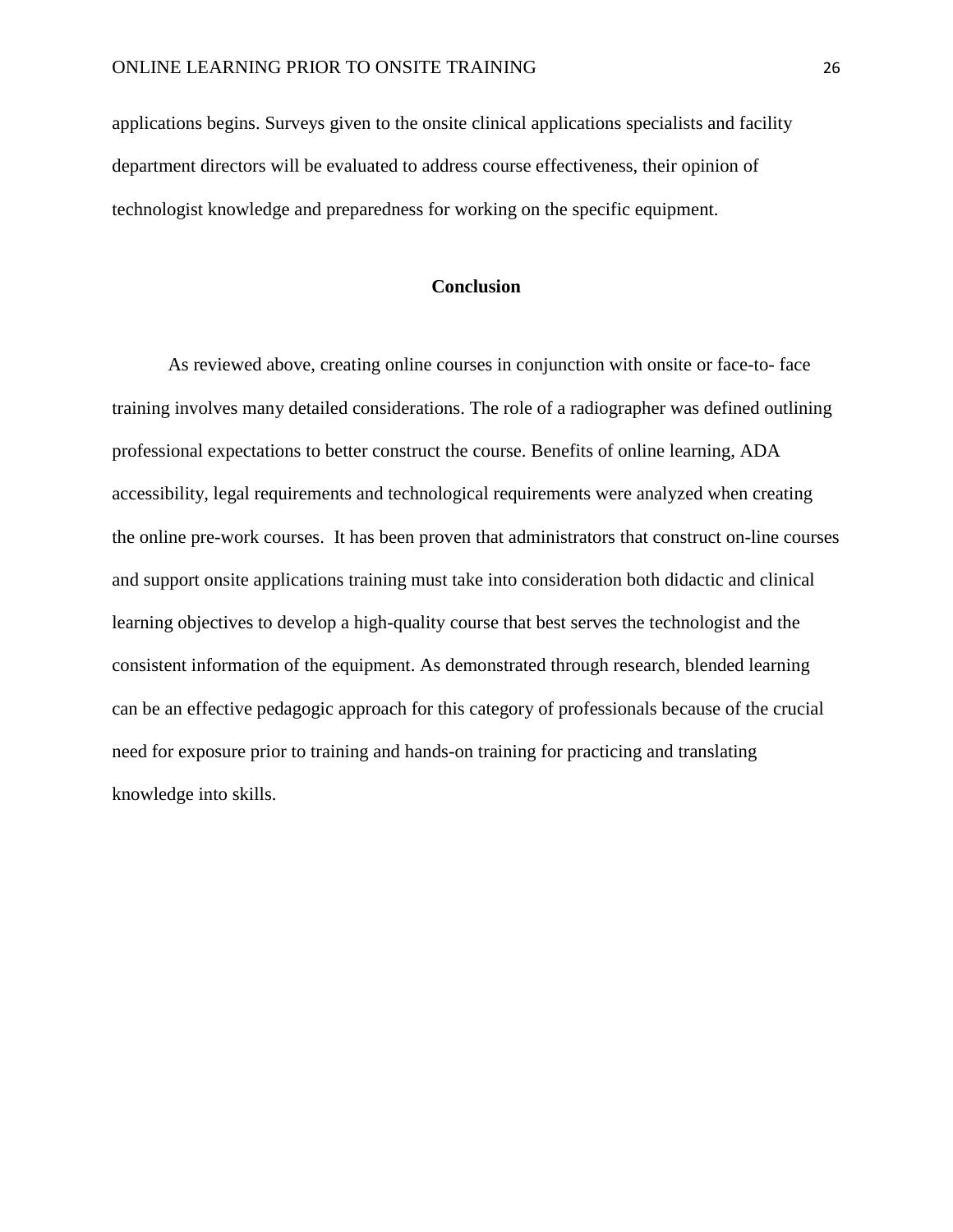applications begins. Surveys given to the onsite clinical applications specialists and facility department directors will be evaluated to address course effectiveness, their opinion of technologist knowledge and preparedness for working on the specific equipment.

## Conclusion

As reviewed above, creating online courses in conjunction with onsite or face-to- face training involves many detailed considerations. The role of a radiographer was defined outlining professional expectations to better construct the course. Benefits of online learning, ADA accessibility, legal requirements and technological requirements were analyzed when creating the online pre-work courses. It has been proven that administrators that construct on-line courses and support onsite applications training must take into consideration both didactic and clinical learning objectives to develop a high-quality course that best serves the technologist and the consistent information of the equipment. As demonstrated through research, blended learning can be an effective pedagogic approach for this category of professionals because of the crucial need for exposure prior to training and hands-on training for practicing and translating knowledge into skills.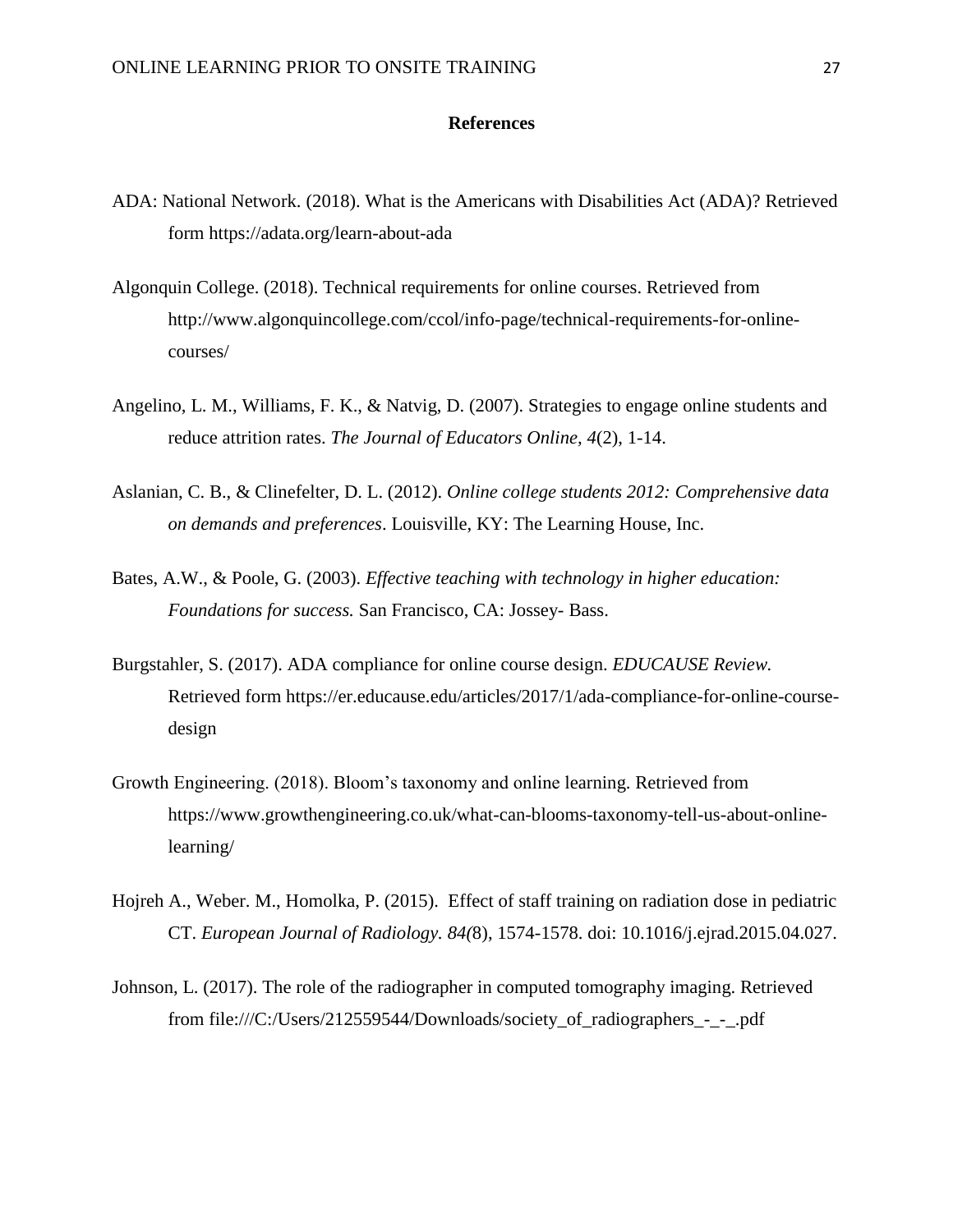## References

ADA: National Network. (2018). What is the Americans with Disabilities Act (ADA)? Retrieved form https://adata.org/learn-about-ada

Algonquin College. (2018). Technical requirements for online courses. Retrieved from http://www.algonquincollege.com/ccol/info-page/technical-requirements-for-online-courses/

Angelino, L. M., Williams, F. K., & Natvig, D. (2007). Strategies to engage online students and reduce attrition rates. *The Journal of Educators Online, 4*(2), 1-14.

Aslanian, C. B., & Clinefelter, D. L. (2012). *Online college students 2012: Comprehensive data on demands and preferences*. Louisville, KY: The Learning House, Inc.

Bates, A.W., & Poole, G. (2003). *Effective teaching with technology in higher education: Foundations for success.* San Francisco, CA: Jossey- Bass.

Burgstahler, S. (2017). ADA compliance for online course design. *EDUCAUSE Review.* Retrieved form https://er.educause.edu/articles/2017/1/ada-compliance-for-online-course-design

Growth Engineering. (2018). Bloom's taxonomy and online learning. Retrieved from https://www.growthengineering.co.uk/what-can-blooms-taxonomy-tell-us-about-online-learning/

Hojreh A., Weber. M., Homolka, P. (2015). Effect of staff training on radiation dose in pediatric CT. *European Journal of Radiology. 84(*8), 1574-1578. doi: 10.1016/j.ejrad.2015.04.027.

Johnson, L. (2017). The role of the radiographer in computed tomography imaging. Retrieved from file:///C:/Users/212559544/Downloads/society_of_radiographers_-_-_.pdf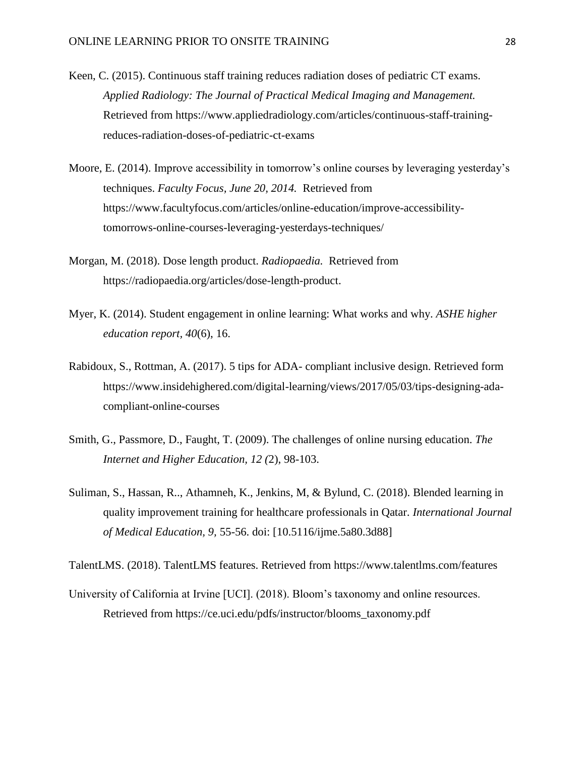Keen, C. (2015). Continuous staff training reduces radiation doses of pediatric CT exams. *Applied Radiology: The Journal of Practical Medical Imaging and Management.* Retrieved from https://www.appliedradiology.com/articles/continuous-staff-training-reduces-radiation-doses-of-pediatric-ct-exams

Moore, E. (2014). Improve accessibility in tomorrow's online courses by leveraging yesterday's techniques. *Faculty Focus, June 20, 2014.* Retrieved from https://www.facultyfocus.com/articles/online-education/improve-accessibility-tomorrows-online-courses-leveraging-yesterdays-techniques/

Morgan, M. (2018). Dose length product. *Radiopaedia.* Retrieved from https://radiopaedia.org/articles/dose-length-product.

Myer, K. (2014). Student engagement in online learning: What works and why. *ASHE higher education report, 40*(6), 16.

Rabidoux, S., Rottman, A. (2017). 5 tips for ADA- compliant inclusive design. Retrieved form https://www.insidehighered.com/digital-learning/views/2017/05/03/tips-designing-ada-compliant-online-courses

Smith, G., Passmore, D., Faught, T. (2009). The challenges of online nursing education. *The Internet and Higher Education, 12 (*2), 98-103.

Suliman, S., Hassan, R.., Athamneh, K., Jenkins, M, & Bylund, C. (2018). Blended learning in quality improvement training for healthcare professionals in Qatar. *International Journal of Medical Education, 9,* 55-56. doi: [10.5116/ijme.5a80.3d88]

TalentLMS. (2018). TalentLMS features. Retrieved from https://www.talentlms.com/features

University of California at Irvine [UCI]. (2018). Bloom's taxonomy and online resources. Retrieved from https://ce.uci.edu/pdfs/instructor/blooms_taxonomy.pdf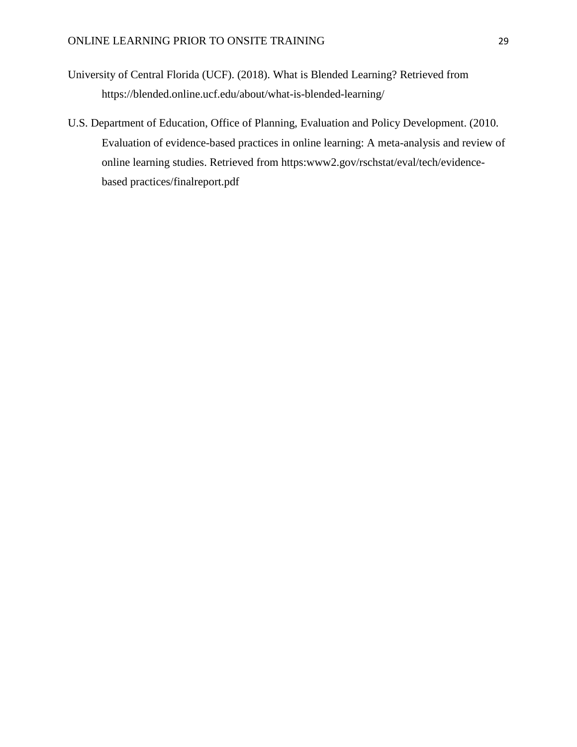University of Central Florida (UCF). (2018). What is Blended Learning? Retrieved from https://blended.online.ucf.edu/about/what-is-blended-learning/

U.S. Department of Education, Office of Planning, Evaluation and Policy Development. (2010. Evaluation of evidence-based practices in online learning: A meta-analysis and review of online learning studies. Retrieved from https:www2.gov/rschstat/eval/tech/evidence-based practices/finalreport.pdf